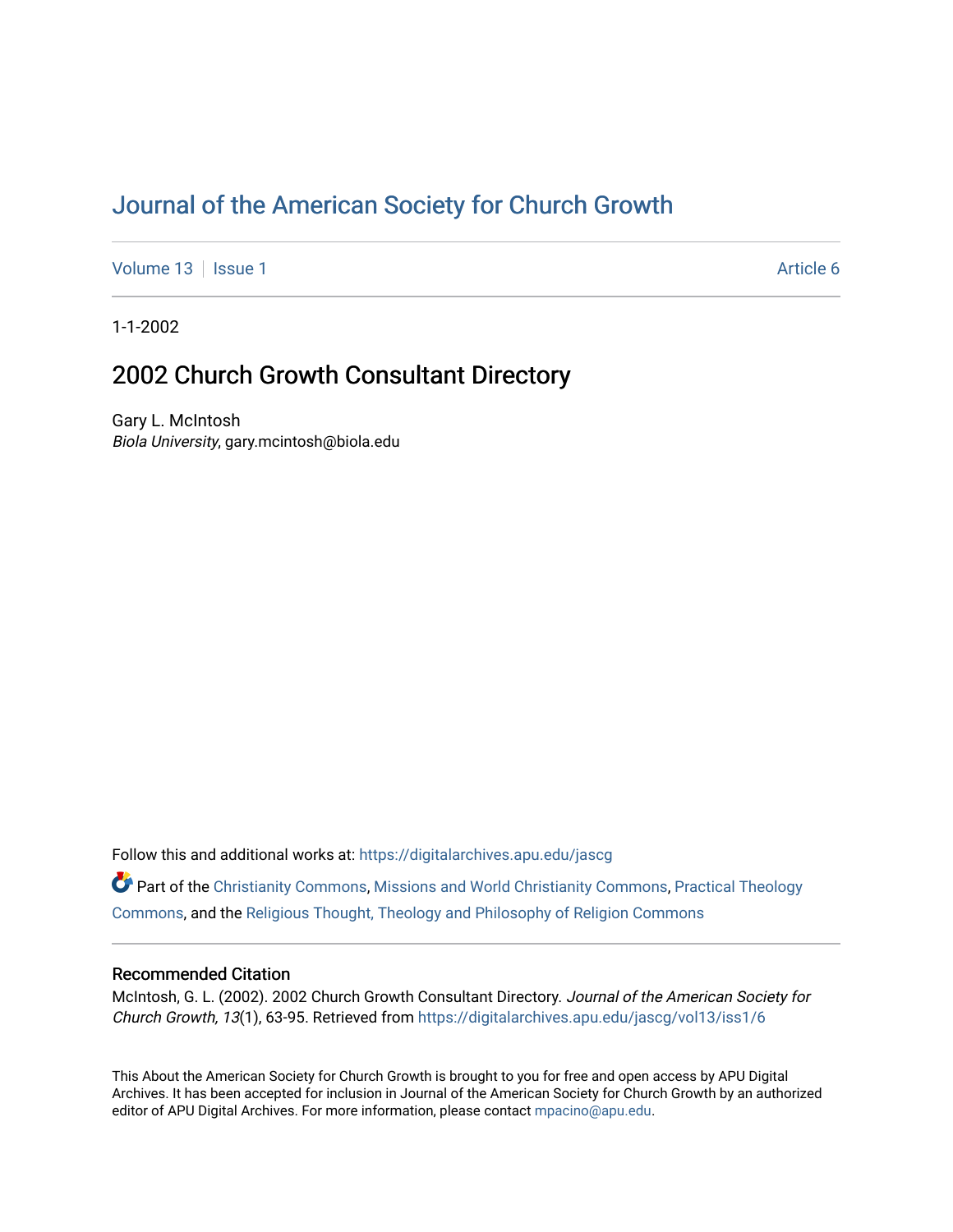# Journal of the American Society for Church Growth

Volume 13 | Issue 1 | Article 6

1-1-2002

## 2002 Church Growth Consultant Directory

Gary L. McIntosh
*Biola University*, gary.mcintosh@biola.edu

Follow this and additional works at: https://digitalarchives.apu.edu/jascg

Part of the Christianity Commons, Missions and World Christianity Commons, Practical Theology Commons, and the Religious Thought, Theology and Philosophy of Religion Commons

### Recommended Citation

McIntosh, G. L. (2002). 2002 Church Growth Consultant Directory. *Journal of the American Society for Church Growth, 13*(1), 63-95. Retrieved from https://digitalarchives.apu.edu/jascg/vol13/iss1/6

This About the American Society for Church Growth is brought to you for free and open access by APU Digital Archives. It has been accepted for inclusion in Journal of the American Society for Church Growth by an authorized editor of APU Digital Archives. For more information, please contact mpacino@apu.edu.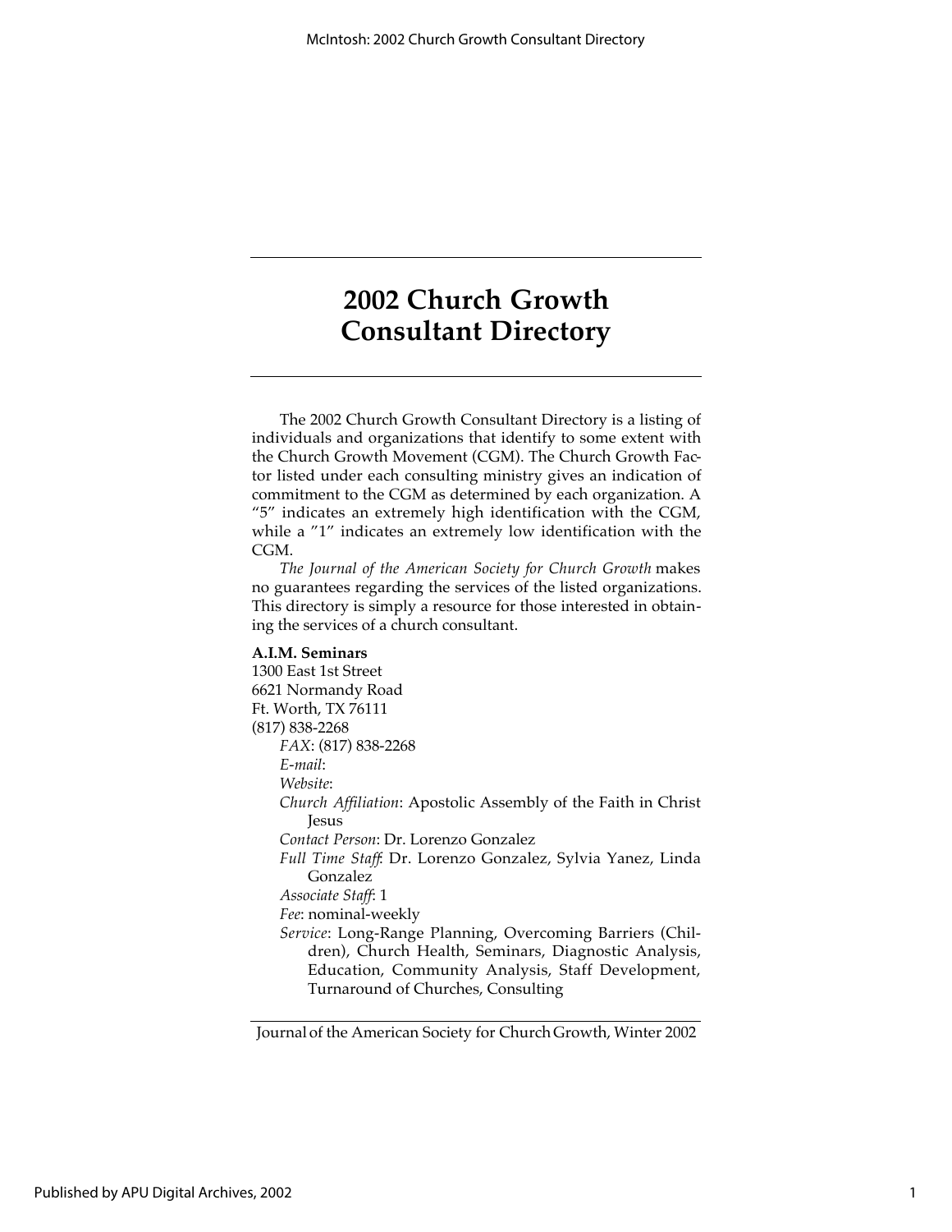# 2002 Church Growth Consultant Directory

The 2002 Church Growth Consultant Directory is a listing of individuals and organizations that identify to some extent with the Church Growth Movement (CGM). The Church Growth Factor listed under each consulting ministry gives an indication of commitment to the CGM as determined by each organization. A "5" indicates an extremely high identification with the CGM, while a "1" indicates an extremely low identification with the CGM.

*The Journal of the American Society for Church Growth* makes no guarantees regarding the services of the listed organizations. This directory is simply a resource for those interested in obtaining the services of a church consultant.

**A.I.M. Seminars**
1300 East 1st Street
6621 Normandy Road
Ft. Worth, TX 76111
(817) 838-2268

*FAX*: (817) 838-2268
*E-mail*:
*Website*:
*Church Affiliation*: Apostolic Assembly of the Faith in Christ Jesus
*Contact Person*: Dr. Lorenzo Gonzalez
*Full Time Staff*: Dr. Lorenzo Gonzalez, Sylvia Yanez, Linda Gonzalez
*Associate Staff*: 1
*Fee*: nominal-weekly
*Service*: Long-Range Planning, Overcoming Barriers (Children), Church Health, Seminars, Diagnostic Analysis, Education, Community Analysis, Staff Development, Turnaround of Churches, Consulting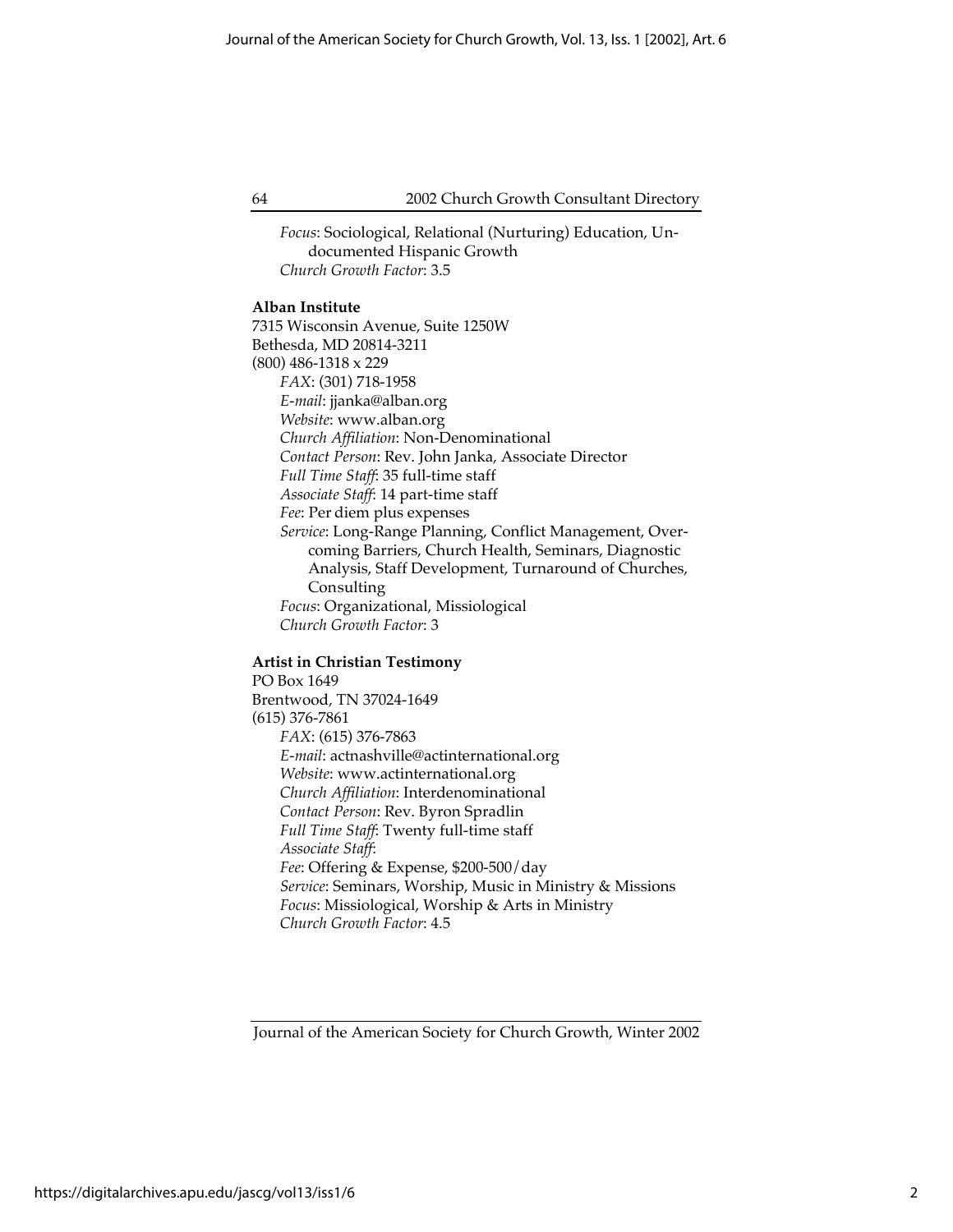*Focus*: Sociological, Relational (Nurturing) Education, Undocumented Hispanic Growth
*Church Growth Factor*: 3.5

**Alban Institute**
7315 Wisconsin Avenue, Suite 1250W
Bethesda, MD 20814-3211
(800) 486-1318 x 229
*FAX*: (301) 718-1958
*E-mail*: jjanka@alban.org
*Website*: www.alban.org
*Church Affiliation*: Non-Denominational
*Contact Person*: Rev. John Janka, Associate Director
*Full Time Staff*: 35 full-time staff
*Associate Staff*: 14 part-time staff
*Fee*: Per diem plus expenses
*Service*: Long-Range Planning, Conflict Management, Overcoming Barriers, Church Health, Seminars, Diagnostic Analysis, Staff Development, Turnaround of Churches, Consulting
*Focus*: Organizational, Missiological
*Church Growth Factor*: 3

**Artist in Christian Testimony**
PO Box 1649
Brentwood, TN 37024-1649
(615) 376-7861
*FAX*: (615) 376-7863
*E-mail*: actnashville@actinternational.org
*Website*: www.actinternational.org
*Church Affiliation*: Interdenominational
*Contact Person*: Rev. Byron Spradlin
*Full Time Staff*: Twenty full-time staff
*Associate Staff*:
*Fee*: Offering & Expense, $200-500/day
*Service*: Seminars, Worship, Music in Ministry & Missions
*Focus*: Missiological, Worship & Arts in Ministry
*Church Growth Factor*: 4.5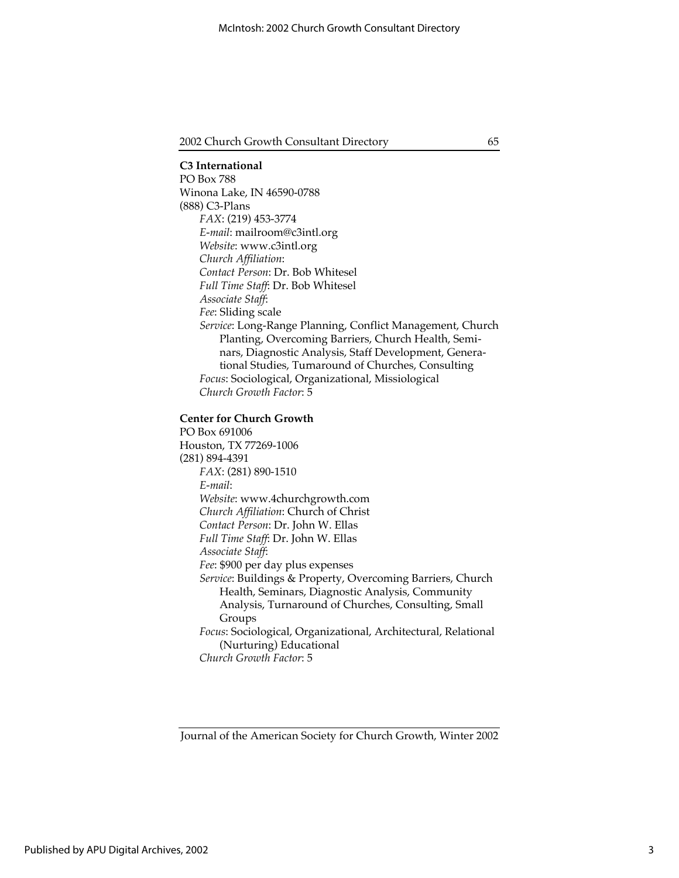**C3 International**
PO Box 788
Winona Lake, IN 46590-0788
(888) C3-Plans

*FAX*: (219) 453-3774
*E-mail*: mailroom@c3intl.org
*Website*: www.c3intl.org
*Church Affiliation*:
*Contact Person*: Dr. Bob Whitesel
*Full Time Staff*: Dr. Bob Whitesel
*Associate Staff*:
*Fee*: Sliding scale
*Service*: Long-Range Planning, Conflict Management, Church Planting, Overcoming Barriers, Church Health, Seminars, Diagnostic Analysis, Staff Development, Generational Studies, Turnaround of Churches, Consulting
*Focus*: Sociological, Organizational, Missiological
*Church Growth Factor*: 5

**Center for Church Growth**
PO Box 691006
Houston, TX 77269-1006
(281) 894-4391

*FAX*: (281) 890-1510
*E-mail*:
*Website*: www.4churchgrowth.com
*Church Affiliation*: Church of Christ
*Contact Person*: Dr. John W. Ellas
*Full Time Staff*: Dr. John W. Ellas
*Associate Staff*:
*Fee*: $900 per day plus expenses
*Service*: Buildings & Property, Overcoming Barriers, Church Health, Seminars, Diagnostic Analysis, Community Analysis, Turnaround of Churches, Consulting, Small Groups
*Focus*: Sociological, Organizational, Architectural, Relational (Nurturing) Educational
*Church Growth Factor*: 5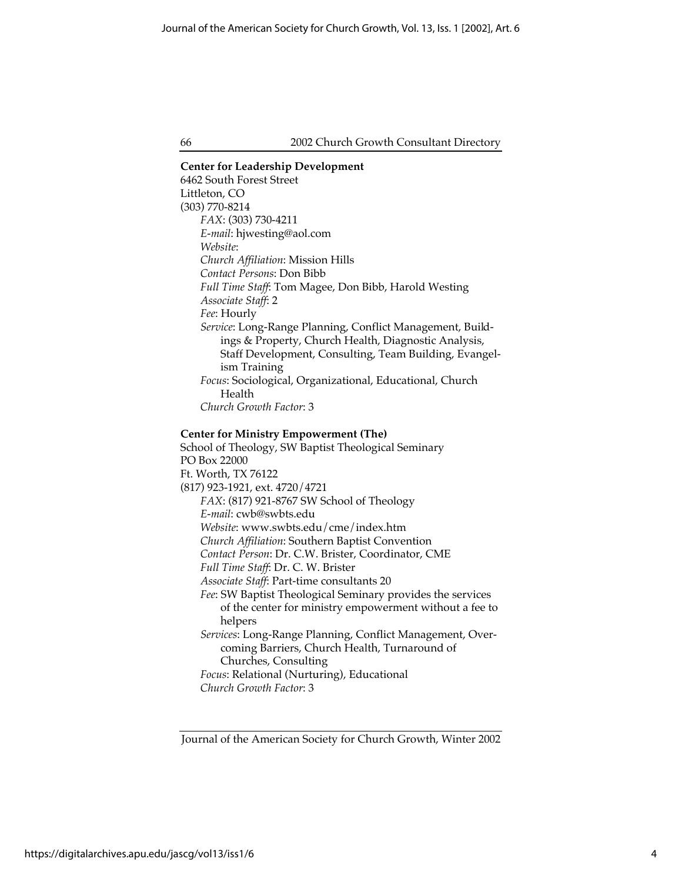**Center for Leadership Development**
6462 South Forest Street
Littleton, CO
(303) 770-8214

*FAX*: (303) 730-4211
*E-mail*: hjwesting@aol.com
*Website*:
*Church Affiliation*: Mission Hills
*Contact Persons*: Don Bibb
*Full Time Staff*: Tom Magee, Don Bibb, Harold Westing
*Associate Staff*: 2
*Fee*: Hourly
*Service*: Long-Range Planning, Conflict Management, Buildings & Property, Church Health, Diagnostic Analysis, Staff Development, Consulting, Team Building, Evangelism Training
*Focus*: Sociological, Organizational, Educational, Church Health
*Church Growth Factor*: 3

**Center for Ministry Empowerment (The)**
School of Theology, SW Baptist Theological Seminary
PO Box 22000
Ft. Worth, TX 76122
(817) 923-1921, ext. 4720/4721

*FAX*: (817) 921-8767 SW School of Theology
*E-mail*: cwb@swbts.edu
*Website*: www.swbts.edu/cme/index.htm
*Church Affiliation*: Southern Baptist Convention
*Contact Person*: Dr. C.W. Brister, Coordinator, CME
*Full Time Staff*: Dr. C. W. Brister
*Associate Staff*: Part-time consultants 20
*Fee*: SW Baptist Theological Seminary provides the services of the center for ministry empowerment without a fee to helpers
*Services*: Long-Range Planning, Conflict Management, Overcoming Barriers, Church Health, Turnaround of Churches, Consulting
*Focus*: Relational (Nurturing), Educational
*Church Growth Factor*: 3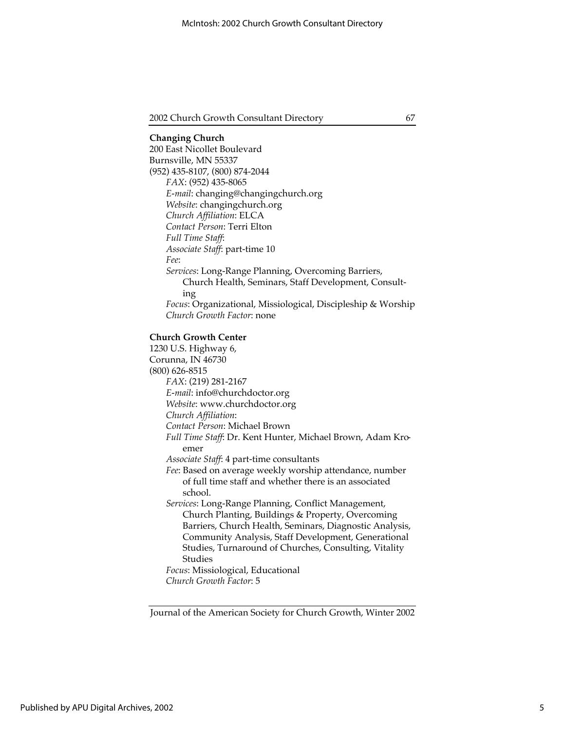**Changing Church**
200 East Nicollet Boulevard
Burnsville, MN 55337
(952) 435-8107, (800) 874-2044

*FAX*: (952) 435-8065
*E-mail*: changing@changingchurch.org
*Website*: changingchurch.org
*Church Affiliation*: ELCA
*Contact Person*: Terri Elton
*Full Time Staff*:
*Associate Staff*: part-time 10
*Fee*:
*Services*: Long-Range Planning, Overcoming Barriers, Church Health, Seminars, Staff Development, Consulting
*Focus*: Organizational, Missiological, Discipleship & Worship
*Church Growth Factor*: none

**Church Growth Center**
1230 U.S. Highway 6,
Corunna, IN 46730
(800) 626-8515

*FAX*: (219) 281-2167
*E-mail*: info@churchdoctor.org
*Website*: www.churchdoctor.org
*Church Affiliation*:
*Contact Person*: Michael Brown
*Full Time Staff*: Dr. Kent Hunter, Michael Brown, Adam Kroemer
*Associate Staff*: 4 part-time consultants
*Fee*: Based on average weekly worship attendance, number of full time staff and whether there is an associated school.
*Services*: Long-Range Planning, Conflict Management, Church Planting, Buildings & Property, Overcoming Barriers, Church Health, Seminars, Diagnostic Analysis, Community Analysis, Staff Development, Generational Studies, Turnaround of Churches, Consulting, Vitality Studies
*Focus*: Missiological, Educational
*Church Growth Factor*: 5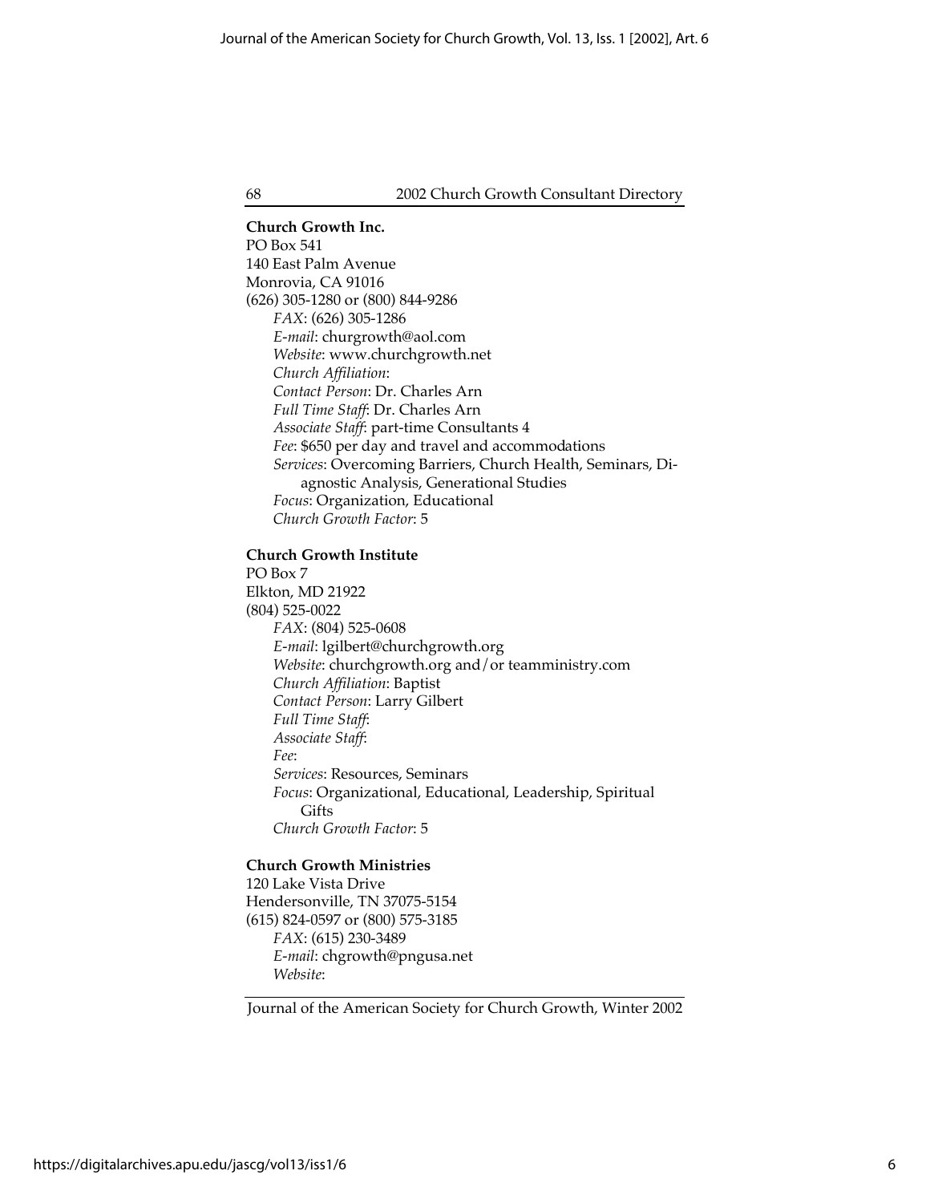**Church Growth Inc.**
PO Box 541
140 East Palm Avenue
Monrovia, CA 91016
(626) 305-1280 or (800) 844-9286

*FAX*: (626) 305-1286
*E-mail*: churgrowth@aol.com
*Website*: www.churchgrowth.net
*Church Affiliation*:
*Contact Person*: Dr. Charles Arn
*Full Time Staff*: Dr. Charles Arn
*Associate Staff*: part-time Consultants 4
*Fee*: $650 per day and travel and accommodations
*Services*: Overcoming Barriers, Church Health, Seminars, Diagnostic Analysis, Generational Studies
*Focus*: Organization, Educational
*Church Growth Factor*: 5

**Church Growth Institute**
PO Box 7
Elkton, MD 21922
(804) 525-0022

*FAX*: (804) 525-0608
*E-mail*: lgilbert@churchgrowth.org
*Website*: churchgrowth.org and/or teamministry.com
*Church Affiliation*: Baptist
*Contact Person*: Larry Gilbert
*Full Time Staff*:
*Associate Staff*:
*Fee*:
*Services*: Resources, Seminars
*Focus*: Organizational, Educational, Leadership, Spiritual Gifts
*Church Growth Factor*: 5

**Church Growth Ministries**
120 Lake Vista Drive
Hendersonville, TN 37075-5154
(615) 824-0597 or (800) 575-3185

*FAX*: (615) 230-3489
*E-mail*: chgrowth@pngusa.net
*Website*: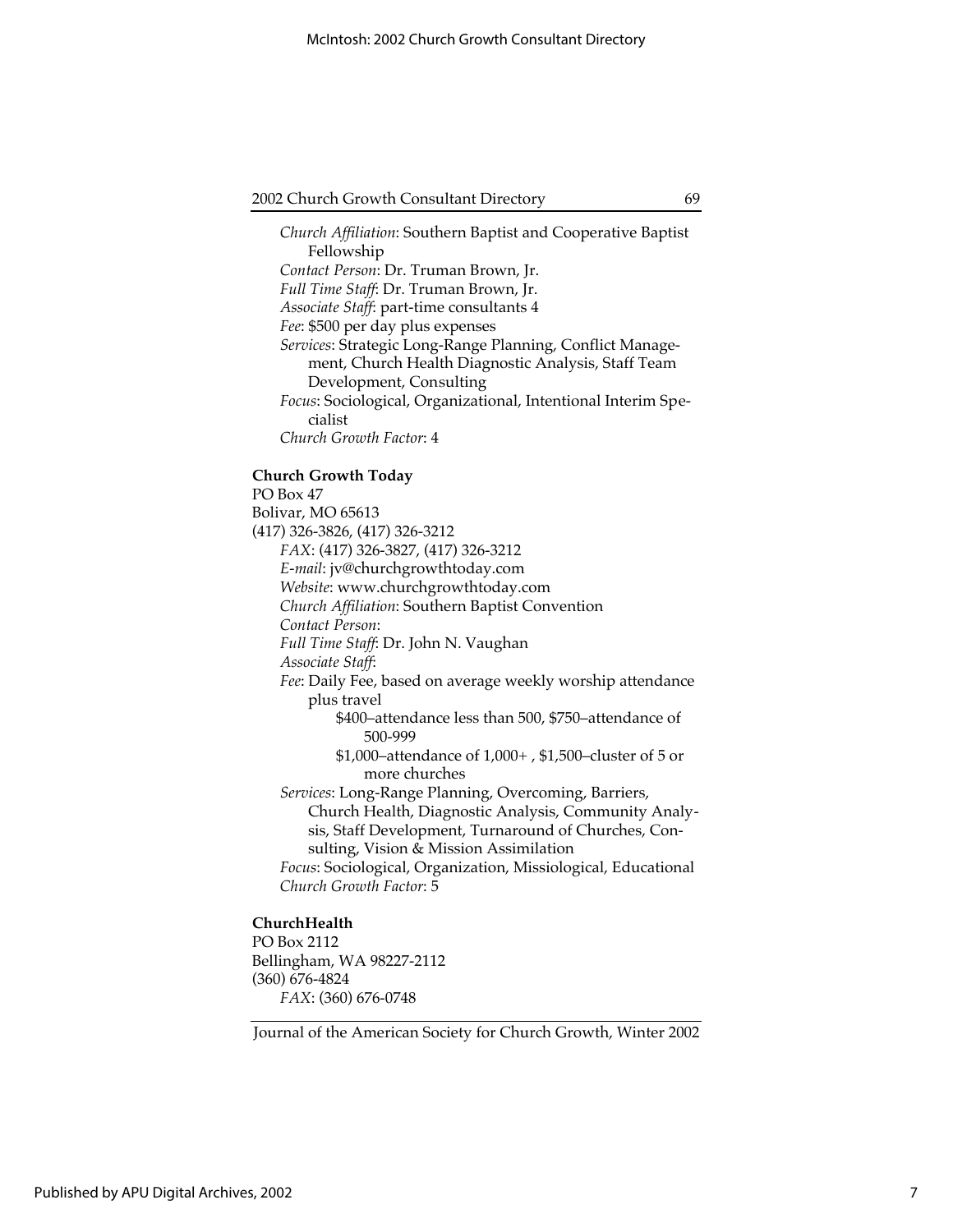*Church Affiliation*: Southern Baptist and Cooperative Baptist Fellowship
*Contact Person*: Dr. Truman Brown, Jr.
*Full Time Staff*: Dr. Truman Brown, Jr.
*Associate Staff*: part-time consultants 4
*Fee*: $500 per day plus expenses
*Services*: Strategic Long-Range Planning, Conflict Management, Church Health Diagnostic Analysis, Staff Team Development, Consulting
*Focus*: Sociological, Organizational, Intentional Interim Specialist
*Church Growth Factor*: 4

**Church Growth Today**
PO Box 47
Bolivar, MO 65613
(417) 326-3826, (417) 326-3212
*FAX*: (417) 326-3827, (417) 326-3212
*E-mail*: jv@churchgrowthtoday.com
*Website*: www.churchgrowthtoday.com
*Church Affiliation*: Southern Baptist Convention
*Contact Person*:
*Full Time Staff*: Dr. John N. Vaughan
*Associate Staff*:
*Fee*: Daily Fee, based on average weekly worship attendance plus travel
$400–attendance less than 500, $750–attendance of 500-999
$1,000–attendance of 1,000+ , $1,500–cluster of 5 or more churches
*Services*: Long-Range Planning, Overcoming, Barriers, Church Health, Diagnostic Analysis, Community Analysis, Staff Development, Turnaround of Churches, Consulting, Vision & Mission Assimilation
*Focus*: Sociological, Organization, Missiological, Educational
*Church Growth Factor*: 5

**ChurchHealth**
PO Box 2112
Bellingham, WA 98227-2112
(360) 676-4824
*FAX*: (360) 676-0748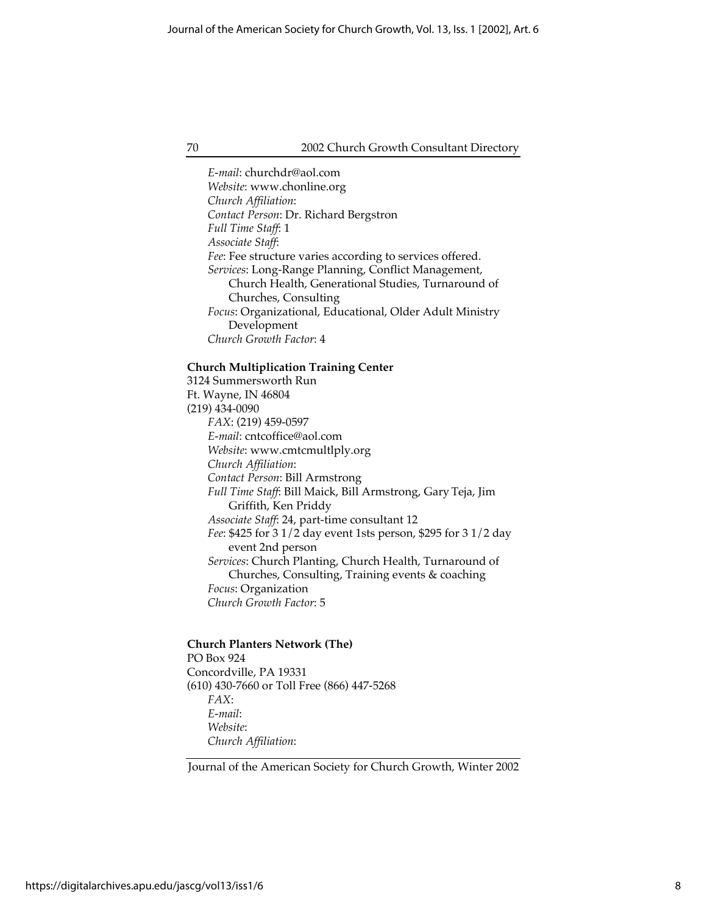*E-mail*: churchdr@aol.com
*Website*: www.chonline.org
*Church Affiliation*:
*Contact Person*: Dr. Richard Bergstron
*Full Time Staff*: 1
*Associate Staff*:
*Fee*: Fee structure varies according to services offered.
*Services*: Long-Range Planning, Conflict Management, Church Health, Generational Studies, Turnaround of Churches, Consulting
*Focus*: Organizational, Educational, Older Adult Ministry Development
*Church Growth Factor*: 4

**Church Multiplication Training Center**
3124 Summersworth Run
Ft. Wayne, IN 46804
(219) 434-0090
*FAX*: (219) 459-0597
*E-mail*: cntcoffice@aol.com
*Website*: www.cmtcmultlply.org
*Church Affiliation*:
*Contact Person*: Bill Armstrong
*Full Time Staff*: Bill Maick, Bill Armstrong, Gary Teja, Jim Griffith, Ken Priddy
*Associate Staff*: 24, part-time consultant 12
*Fee*: $425 for 3 1/2 day event 1sts person, $295 for 3 1/2 day event 2nd person
*Services*: Church Planting, Church Health, Turnaround of Churches, Consulting, Training events & coaching
*Focus*: Organization
*Church Growth Factor*: 5

**Church Planters Network (The)**
PO Box 924
Concordville, PA 19331
(610) 430-7660 or Toll Free (866) 447-5268
*FAX*:
*E-mail*:
*Website*:
*Church Affiliation*: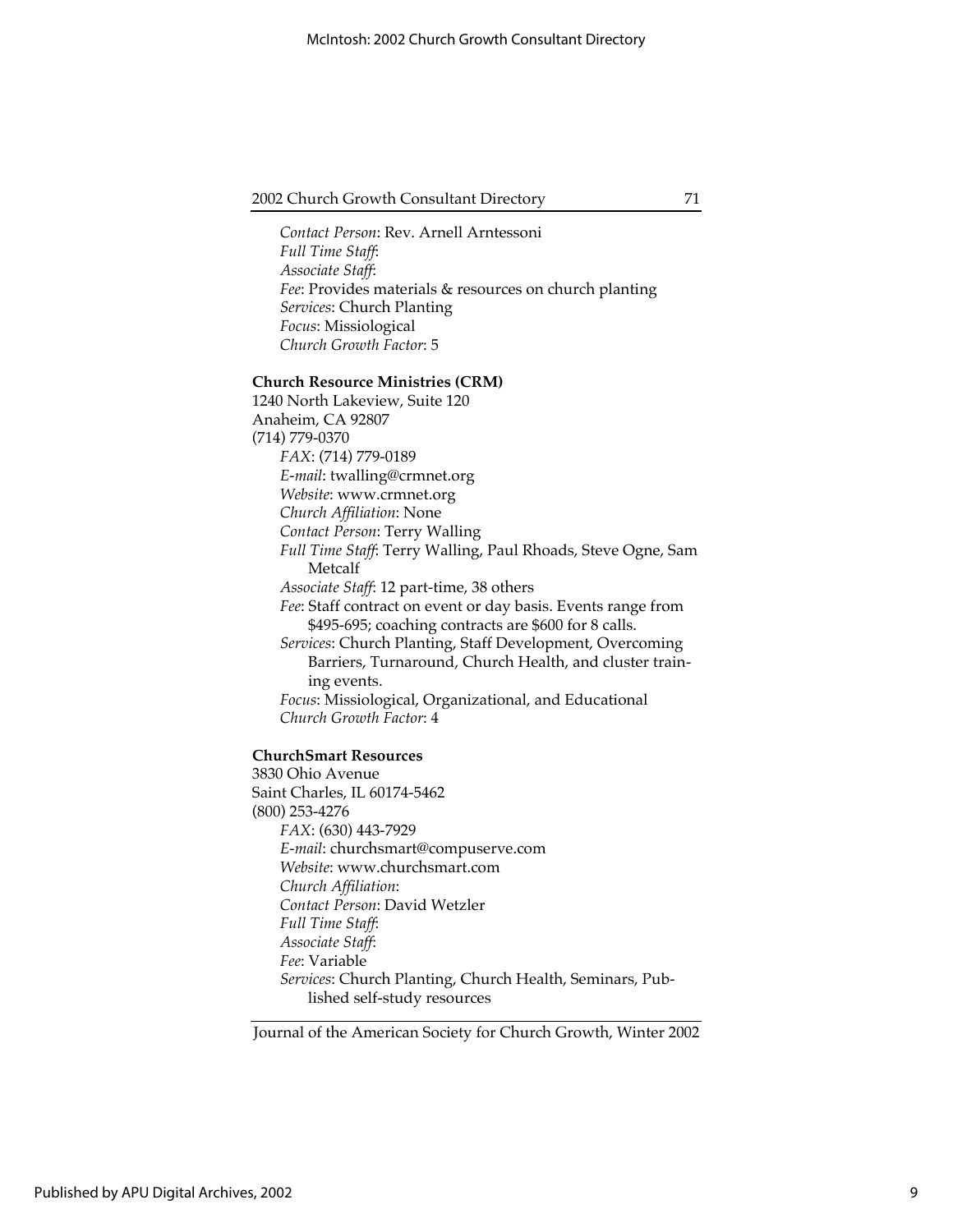*Contact Person*: Rev. Arnell Arntessoni
*Full Time Staff*:
*Associate Staff*:
*Fee*: Provides materials & resources on church planting
*Services*: Church Planting
*Focus*: Missiological
*Church Growth Factor*: 5

**Church Resource Ministries (CRM)**
1240 North Lakeview, Suite 120
Anaheim, CA 92807
(714) 779-0370
*FAX*: (714) 779-0189
*E-mail*: twalling@crmnet.org
*Website*: www.crmnet.org
*Church Affiliation*: None
*Contact Person*: Terry Walling
*Full Time Staff*: Terry Walling, Paul Rhoads, Steve Ogne, Sam Metcalf
*Associate Staff*: 12 part-time, 38 others
*Fee*: Staff contract on event or day basis. Events range from $495-695; coaching contracts are $600 for 8 calls.
*Services*: Church Planting, Staff Development, Overcoming Barriers, Turnaround, Church Health, and cluster training events.
*Focus*: Missiological, Organizational, and Educational
*Church Growth Factor*: 4

**ChurchSmart Resources**
3830 Ohio Avenue
Saint Charles, IL 60174-5462
(800) 253-4276
*FAX*: (630) 443-7929
*E-mail*: churchsmart@compuserve.com
*Website*: www.churchsmart.com
*Church Affiliation*:
*Contact Person*: David Wetzler
*Full Time Staff*:
*Associate Staff*:
*Fee*: Variable
*Services*: Church Planting, Church Health, Seminars, Published self-study resources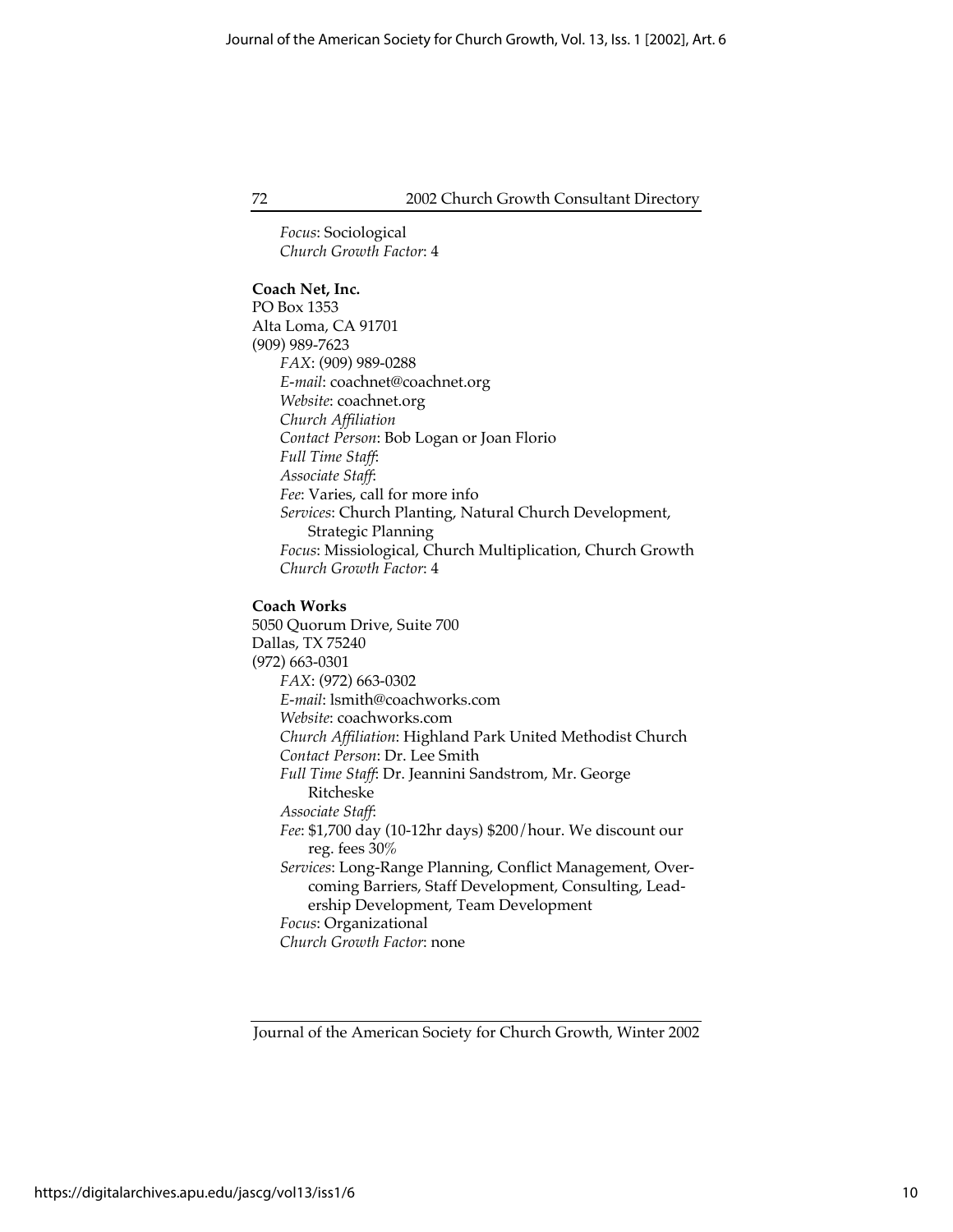*Focus*: Sociological
*Church Growth Factor*: 4

**Coach Net, Inc.**
PO Box 1353
Alta Loma, CA 91701
(909) 989-7623

*FAX*: (909) 989-0288
*E-mail*: coachnet@coachnet.org
*Website*: coachnet.org
*Church Affiliation*
*Contact Person*: Bob Logan or Joan Florio
*Full Time Staff*:
*Associate Staff*:
*Fee*: Varies, call for more info
*Services*: Church Planting, Natural Church Development, Strategic Planning
*Focus*: Missiological, Church Multiplication, Church Growth
*Church Growth Factor*: 4

**Coach Works**
5050 Quorum Drive, Suite 700
Dallas, TX 75240
(972) 663-0301

*FAX*: (972) 663-0302
*E-mail*: lsmith@coachworks.com
*Website*: coachworks.com
*Church Affiliation*: Highland Park United Methodist Church
*Contact Person*: Dr. Lee Smith
*Full Time Staff*: Dr. Jeannini Sandstrom, Mr. George Ritcheske
*Associate Staff*:
*Fee*: $1,700 day (10-12hr days) $200/hour. We discount our reg. fees 30%
*Services*: Long-Range Planning, Conflict Management, Overcoming Barriers, Staff Development, Consulting, Leadership Development, Team Development
*Focus*: Organizational
*Church Growth Factor*: none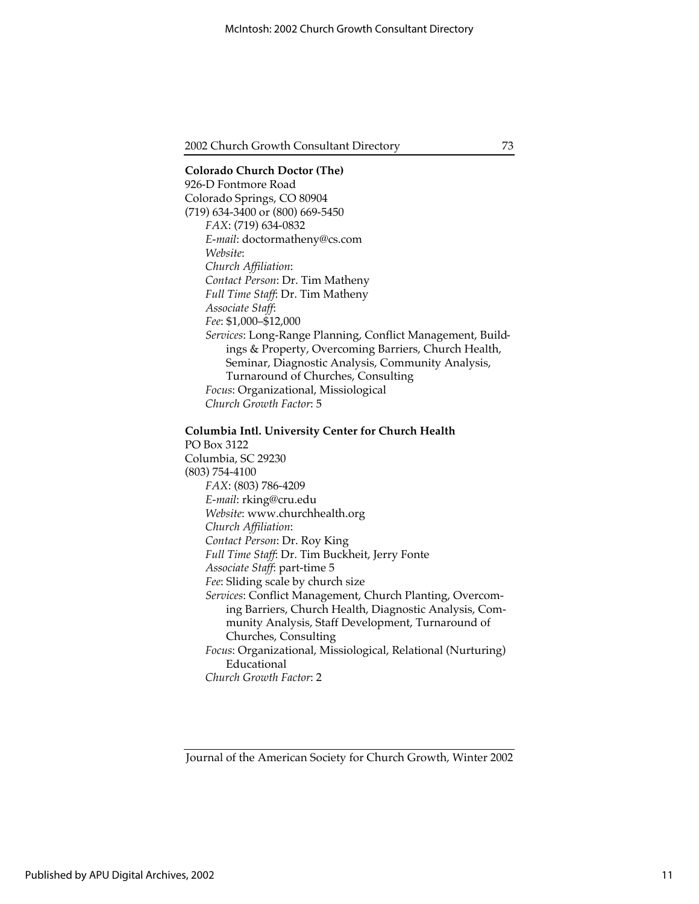**Colorado Church Doctor (The)**
926-D Fontmore Road
Colorado Springs, CO 80904
(719) 634-3400 or (800) 669-5450

*FAX*: (719) 634-0832
*E-mail*: doctormatheny@cs.com
*Website*:
*Church Affiliation*:
*Contact Person*: Dr. Tim Matheny
*Full Time Staff*: Dr. Tim Matheny
*Associate Staff*:
*Fee*: $1,000–$12,000
*Services*: Long-Range Planning, Conflict Management, Buildings & Property, Overcoming Barriers, Church Health, Seminar, Diagnostic Analysis, Community Analysis, Turnaround of Churches, Consulting
*Focus*: Organizational, Missiological
*Church Growth Factor*: 5

**Columbia Intl. University Center for Church Health**
PO Box 3122
Columbia, SC 29230
(803) 754-4100

*FAX*: (803) 786-4209
*E-mail*: rking@cru.edu
*Website*: www.churchhealth.org
*Church Affiliation*:
*Contact Person*: Dr. Roy King
*Full Time Staff*: Dr. Tim Buckheit, Jerry Fonte
*Associate Staff*: part-time 5
*Fee*: Sliding scale by church size
*Services*: Conflict Management, Church Planting, Overcoming Barriers, Church Health, Diagnostic Analysis, Community Analysis, Staff Development, Turnaround of Churches, Consulting
*Focus*: Organizational, Missiological, Relational (Nurturing) Educational
*Church Growth Factor*: 2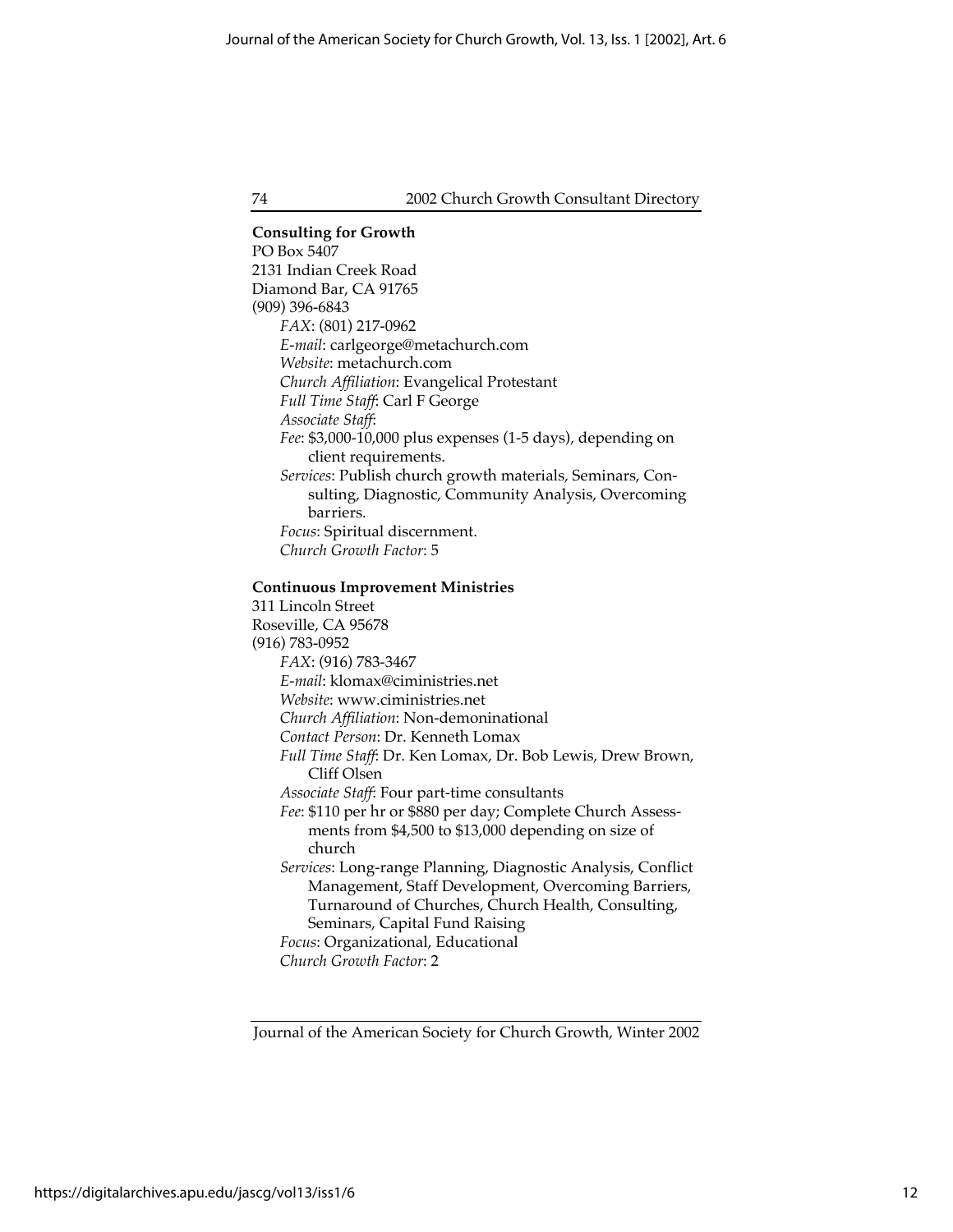**Consulting for Growth**
PO Box 5407
2131 Indian Creek Road
Diamond Bar, CA 91765
(909) 396-6843

*FAX*: (801) 217-0962
*E-mail*: carlgeorge@metachurch.com
*Website*: metachurch.com
*Church Affiliation*: Evangelical Protestant
*Full Time Staff*: Carl F George
*Associate Staff*:
*Fee*: $3,000-10,000 plus expenses (1-5 days), depending on client requirements.
*Services*: Publish church growth materials, Seminars, Consulting, Diagnostic, Community Analysis, Overcoming barriers.
*Focus*: Spiritual discernment.
*Church Growth Factor*: 5

**Continuous Improvement Ministries**
311 Lincoln Street
Roseville, CA 95678
(916) 783-0952

*FAX*: (916) 783-3467
*E-mail*: klomax@ciministries.net
*Website*: www.ciministries.net
*Church Affiliation*: Non-demoninational
*Contact Person*: Dr. Kenneth Lomax
*Full Time Staff*: Dr. Ken Lomax, Dr. Bob Lewis, Drew Brown, Cliff Olsen
*Associate Staff*: Four part-time consultants
*Fee*: $110 per hr or $880 per day; Complete Church Assessments from $4,500 to $13,000 depending on size of church
*Services*: Long-range Planning, Diagnostic Analysis, Conflict Management, Staff Development, Overcoming Barriers, Turnaround of Churches, Church Health, Consulting, Seminars, Capital Fund Raising
*Focus*: Organizational, Educational
*Church Growth Factor*: 2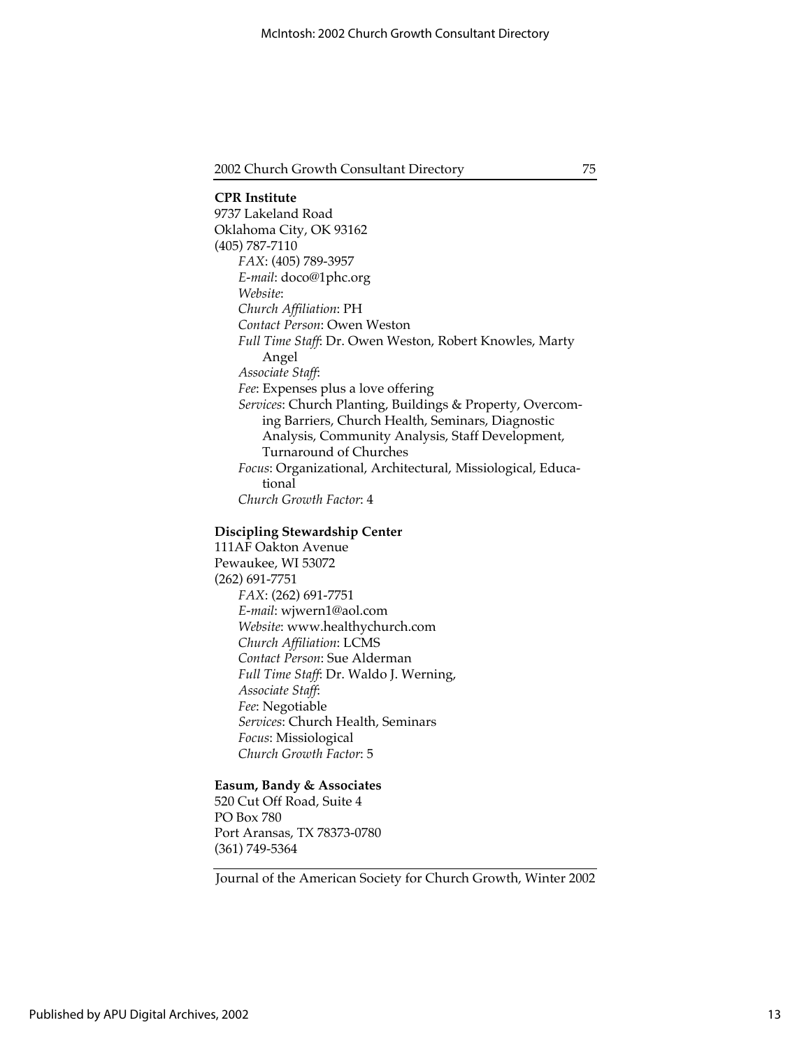**CPR Institute**
9737 Lakeland Road
Oklahoma City, OK 93162
(405) 787-7110

*FAX*: (405) 789-3957
*E-mail*: doco@1phc.org
*Website*:
*Church Affiliation*: PH
*Contact Person*: Owen Weston
*Full Time Staff*: Dr. Owen Weston, Robert Knowles, Marty Angel
*Associate Staff*:
*Fee*: Expenses plus a love offering
*Services*: Church Planting, Buildings & Property, Overcoming Barriers, Church Health, Seminars, Diagnostic Analysis, Community Analysis, Staff Development, Turnaround of Churches
*Focus*: Organizational, Architectural, Missiological, Educational
*Church Growth Factor*: 4

**Discipling Stewardship Center**
111AF Oakton Avenue
Pewaukee, WI 53072
(262) 691-7751

*FAX*: (262) 691-7751
*E-mail*: wjwern1@aol.com
*Website*: www.healthychurch.com
*Church Affiliation*: LCMS
*Contact Person*: Sue Alderman
*Full Time Staff*: Dr. Waldo J. Werning,
*Associate Staff*:
*Fee*: Negotiable
*Services*: Church Health, Seminars
*Focus*: Missiological
*Church Growth Factor*: 5

**Easum, Bandy & Associates**
520 Cut Off Road, Suite 4
PO Box 780
Port Aransas, TX 78373-0780
(361) 749-5364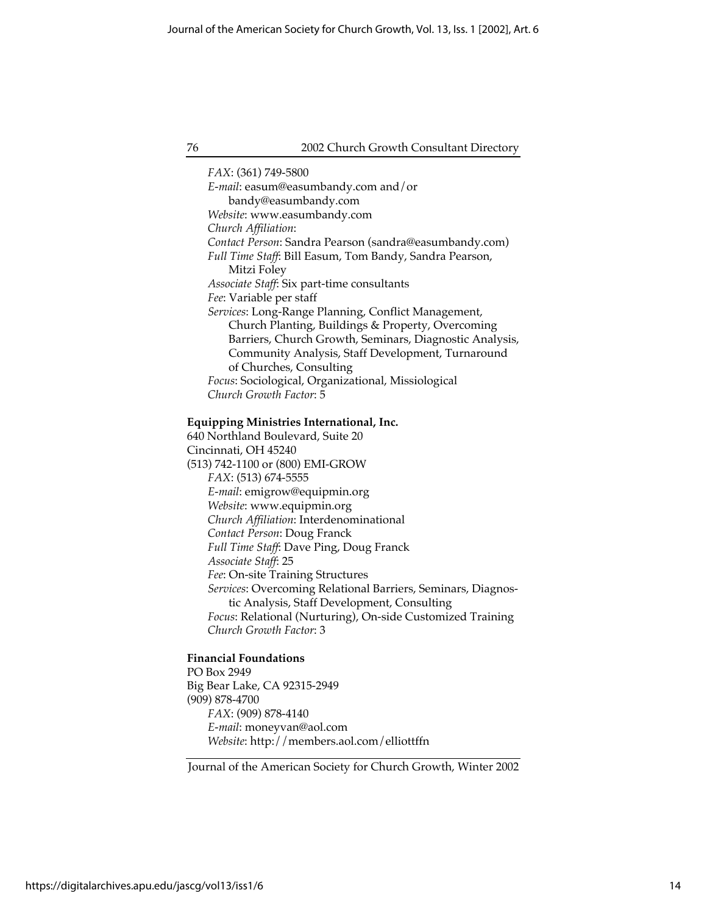*FAX*: (361) 749-5800
*E-mail*: easum@easumbandy.com and/or bandy@easumbandy.com
*Website*: www.easumbandy.com
*Church Affiliation*:
*Contact Person*: Sandra Pearson (sandra@easumbandy.com)
*Full Time Staff*: Bill Easum, Tom Bandy, Sandra Pearson, Mitzi Foley
*Associate Staff*: Six part-time consultants
*Fee*: Variable per staff
*Services*: Long-Range Planning, Conflict Management, Church Planting, Buildings & Property, Overcoming Barriers, Church Growth, Seminars, Diagnostic Analysis, Community Analysis, Staff Development, Turnaround of Churches, Consulting
*Focus*: Sociological, Organizational, Missiological
*Church Growth Factor*: 5

**Equipping Ministries International, Inc.**
640 Northland Boulevard, Suite 20
Cincinnati, OH 45240
(513) 742-1100 or (800) EMI-GROW
*FAX*: (513) 674-5555
*E-mail*: emigrow@equipmin.org
*Website*: www.equipmin.org
*Church Affiliation*: Interdenominational
*Contact Person*: Doug Franck
*Full Time Staff*: Dave Ping, Doug Franck
*Associate Staff*: 25
*Fee*: On-site Training Structures
*Services*: Overcoming Relational Barriers, Seminars, Diagnostic Analysis, Staff Development, Consulting
*Focus*: Relational (Nurturing), On-side Customized Training
*Church Growth Factor*: 3

**Financial Foundations**
PO Box 2949
Big Bear Lake, CA 92315-2949
(909) 878-4700
*FAX*: (909) 878-4140
*E-mail*: moneyvan@aol.com
*Website*: http://members.aol.com/elliottffn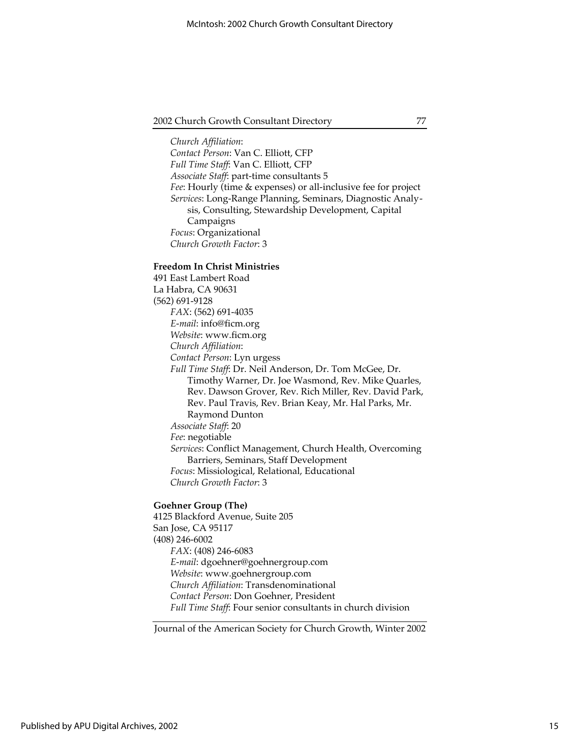*Church Affiliation*:
*Contact Person*: Van C. Elliott, CFP
*Full Time Staff*: Van C. Elliott, CFP
*Associate Staff*: part-time consultants 5
*Fee*: Hourly (time & expenses) or all-inclusive fee for project
*Services*: Long-Range Planning, Seminars, Diagnostic Analysis, Consulting, Stewardship Development, Capital Campaigns
*Focus*: Organizational
*Church Growth Factor*: 3

**Freedom In Christ Ministries**
491 East Lambert Road
La Habra, CA 90631
(562) 691-9128
*FAX*: (562) 691-4035
*E-mail*: info@ficm.org
*Website*: www.ficm.org
*Church Affiliation*:
*Contact Person*: Lyn urgess
*Full Time Staff*: Dr. Neil Anderson, Dr. Tom McGee, Dr. Timothy Warner, Dr. Joe Wasmond, Rev. Mike Quarles, Rev. Dawson Grover, Rev. Rich Miller, Rev. David Park, Rev. Paul Travis, Rev. Brian Keay, Mr. Hal Parks, Mr. Raymond Dunton
*Associate Staff*: 20
*Fee*: negotiable
*Services*: Conflict Management, Church Health, Overcoming Barriers, Seminars, Staff Development
*Focus*: Missiological, Relational, Educational
*Church Growth Factor*: 3

**Goehner Group (The)**
4125 Blackford Avenue, Suite 205
San Jose, CA 95117
(408) 246-6002
*FAX*: (408) 246-6083
*E-mail*: dgoehner@goehnergroup.com
*Website*: www.goehnergroup.com
*Church Affiliation*: Transdenominational
*Contact Person*: Don Goehner, President
*Full Time Staff*: Four senior consultants in church division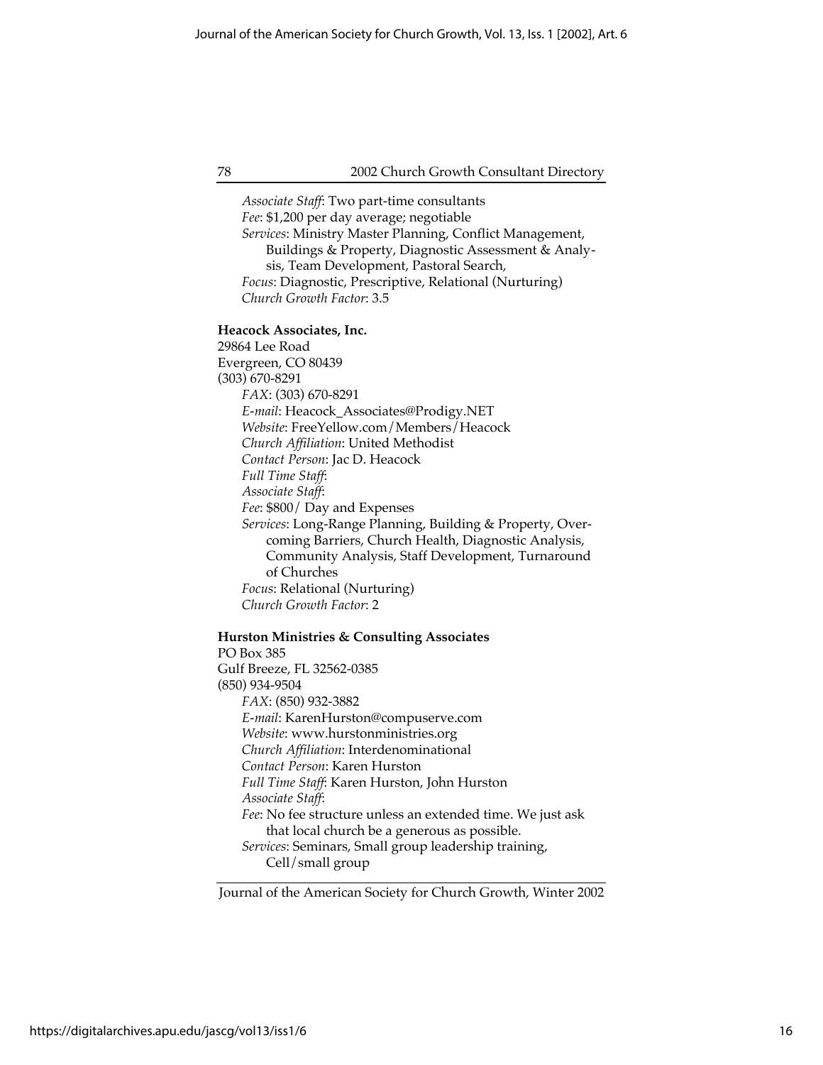*Associate Staff*: Two part-time consultants
*Fee*: $1,200 per day average; negotiable
*Services*: Ministry Master Planning, Conflict Management, Buildings & Property, Diagnostic Assessment & Analysis, Team Development, Pastoral Search,
*Focus*: Diagnostic, Prescriptive, Relational (Nurturing)
*Church Growth Factor*: 3.5

**Heacock Associates, Inc.**
29864 Lee Road
Evergreen, CO 80439
(303) 670-8291
*FAX*: (303) 670-8291
*E-mail*: Heacock_Associates@Prodigy.NET
*Website*: FreeYellow.com/Members/Heacock
*Church Affiliation*: United Methodist
*Contact Person*: Jac D. Heacock
*Full Time Staff*:
*Associate Staff*:
*Fee*: $800/ Day and Expenses
*Services*: Long-Range Planning, Building & Property, Overcoming Barriers, Church Health, Diagnostic Analysis, Community Analysis, Staff Development, Turnaround of Churches
*Focus*: Relational (Nurturing)
*Church Growth Factor*: 2

**Hurston Ministries & Consulting Associates**
PO Box 385
Gulf Breeze, FL 32562-0385
(850) 934-9504
*FAX*: (850) 932-3882
*E-mail*: KarenHurston@compuserve.com
*Website*: www.hurstonministries.org
*Church Affiliation*: Interdenominational
*Contact Person*: Karen Hurston
*Full Time Staff*: Karen Hurston, John Hurston
*Associate Staff*:
*Fee*: No fee structure unless an extended time. We just ask that local church be a generous as possible.
*Services*: Seminars, Small group leadership training, Cell/small group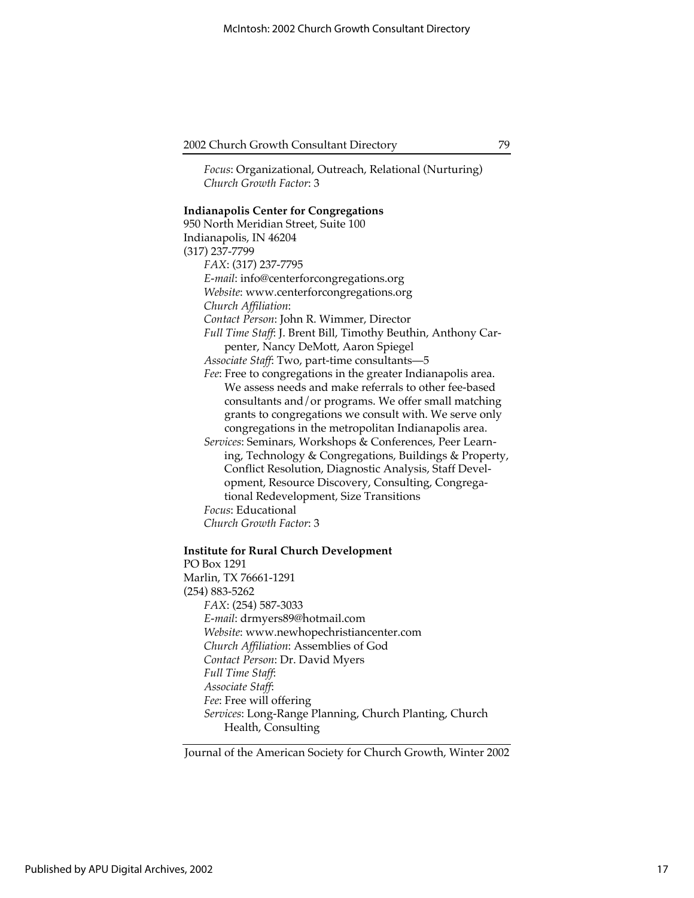*Focus*: Organizational, Outreach, Relational (Nurturing)
*Church Growth Factor*: 3

**Indianapolis Center for Congregations**
950 North Meridian Street, Suite 100
Indianapolis, IN 46204
(317) 237-7799

*FAX*: (317) 237-7795
*E-mail*: info@centerforcongregations.org
*Website*: www.centerforcongregations.org
*Church Affiliation*:
*Contact Person*: John R. Wimmer, Director
*Full Time Staff*: J. Brent Bill, Timothy Beuthin, Anthony Carpenter, Nancy DeMott, Aaron Spiegel
*Associate Staff*: Two, part-time consultants—5
*Fee*: Free to congregations in the greater Indianapolis area. We assess needs and make referrals to other fee-based consultants and/or programs. We offer small matching grants to congregations we consult with. We serve only congregations in the metropolitan Indianapolis area.
*Services*: Seminars, Workshops & Conferences, Peer Learning, Technology & Congregations, Buildings & Property, Conflict Resolution, Diagnostic Analysis, Staff Development, Resource Discovery, Consulting, Congregational Redevelopment, Size Transitions
*Focus*: Educational
*Church Growth Factor*: 3

**Institute for Rural Church Development**
PO Box 1291
Marlin, TX 76661-1291
(254) 883-5262

*FAX*: (254) 587-3033
*E-mail*: drmyers89@hotmail.com
*Website*: www.newhopechristiancenter.com
*Church Affiliation*: Assemblies of God
*Contact Person*: Dr. David Myers
*Full Time Staff*:
*Associate Staff*:
*Fee*: Free will offering
*Services*: Long-Range Planning, Church Planting, Church Health, Consulting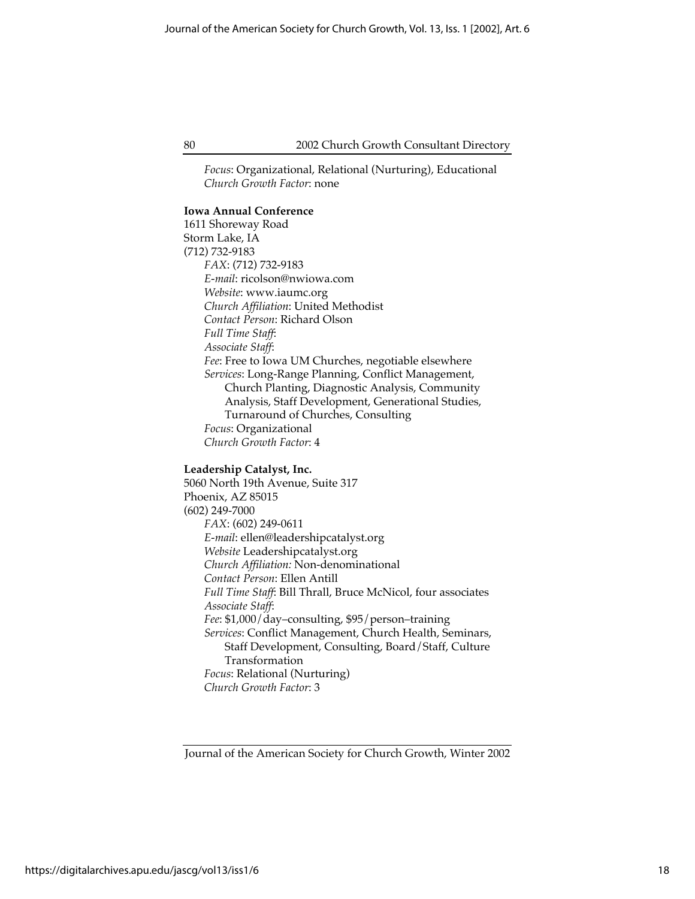*Focus*: Organizational, Relational (Nurturing), Educational
*Church Growth Factor*: none

**Iowa Annual Conference**
1611 Shoreway Road
Storm Lake, IA
(712) 732-9183

*FAX*: (712) 732-9183
*E-mail*: ricolson@nwiowa.com
*Website*: www.iaumc.org
*Church Affiliation*: United Methodist
*Contact Person*: Richard Olson
*Full Time Staff*:
*Associate Staff*:
*Fee*: Free to Iowa UM Churches, negotiable elsewhere
*Services*: Long-Range Planning, Conflict Management, Church Planting, Diagnostic Analysis, Community Analysis, Staff Development, Generational Studies, Turnaround of Churches, Consulting
*Focus*: Organizational
*Church Growth Factor*: 4

**Leadership Catalyst, Inc.**
5060 North 19th Avenue, Suite 317
Phoenix, AZ 85015
(602) 249-7000

*FAX*: (602) 249-0611
*E-mail*: ellen@leadershipcatalyst.org
*Website* Leadershipcatalyst.org
*Church Affiliation:* Non-denominational
*Contact Person*: Ellen Antill
*Full Time Staff*: Bill Thrall, Bruce McNicol, four associates
*Associate Staff*:
*Fee*: $1,000/day–consulting, $95/person–training
*Services*: Conflict Management, Church Health, Seminars, Staff Development, Consulting, Board/Staff, Culture Transformation
*Focus*: Relational (Nurturing)
*Church Growth Factor*: 3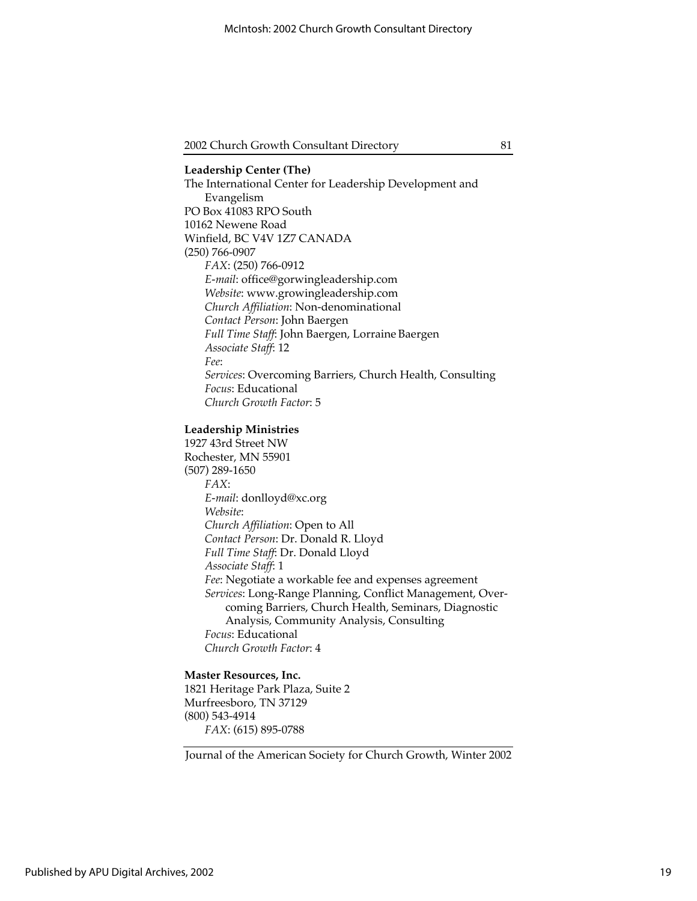**Leadership Center (The)**
The International Center for Leadership Development and Evangelism
PO Box 41083 RPO South
10162 Newene Road
Winfield, BC V4V 1Z7 CANADA
(250) 766-0907

*FAX*: (250) 766-0912
*E-mail*: office@gorwingleadership.com
*Website*: www.growingleadership.com
*Church Affiliation*: Non-denominational
*Contact Person*: John Baergen
*Full Time Staff*: John Baergen, Lorraine Baergen
*Associate Staff*: 12
*Fee*:
*Services*: Overcoming Barriers, Church Health, Consulting
*Focus*: Educational
*Church Growth Factor*: 5

**Leadership Ministries**
1927 43rd Street NW
Rochester, MN 55901
(507) 289-1650

*FAX*:
*E-mail*: donlloyd@xc.org
*Website*:
*Church Affiliation*: Open to All
*Contact Person*: Dr. Donald R. Lloyd
*Full Time Staff*: Dr. Donald Lloyd
*Associate Staff*: 1
*Fee*: Negotiate a workable fee and expenses agreement
*Services*: Long-Range Planning, Conflict Management, Overcoming Barriers, Church Health, Seminars, Diagnostic Analysis, Community Analysis, Consulting
*Focus*: Educational
*Church Growth Factor*: 4

**Master Resources, Inc.**
1821 Heritage Park Plaza, Suite 2
Murfreesboro, TN 37129
(800) 543-4914

*FAX*: (615) 895-0788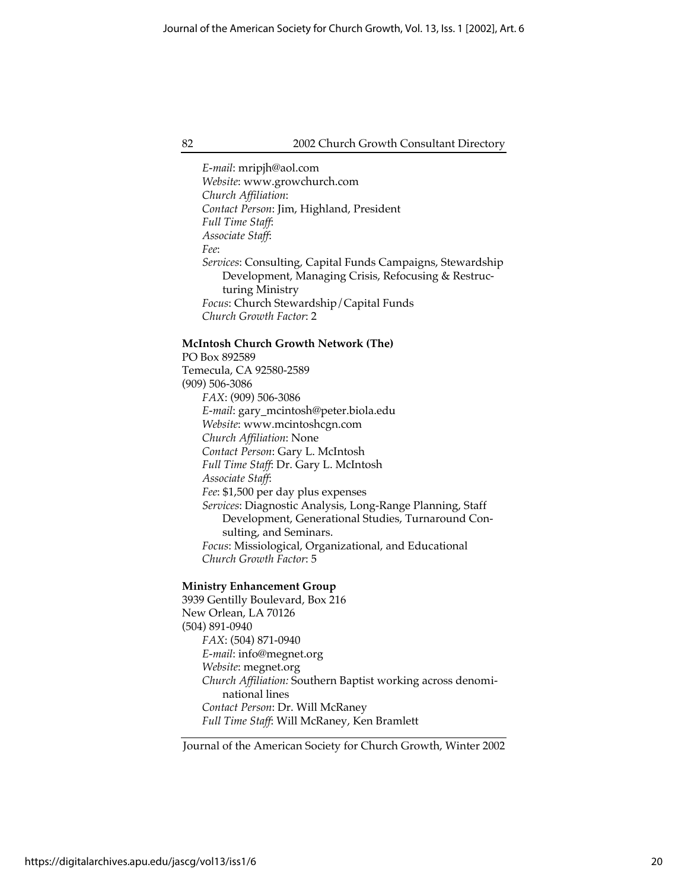*E-mail*: mripjh@aol.com
*Website*: www.growchurch.com
*Church Affiliation*:
*Contact Person*: Jim, Highland, President
*Full Time Staff*:
*Associate Staff*:
*Fee*:
*Services*: Consulting, Capital Funds Campaigns, Stewardship Development, Managing Crisis, Refocusing & Restructuring Ministry
*Focus*: Church Stewardship/Capital Funds
*Church Growth Factor*: 2

**McIntosh Church Growth Network (The)**
PO Box 892589
Temecula, CA 92580-2589
(909) 506-3086
*FAX*: (909) 506-3086
*E-mail*: gary_mcintosh@peter.biola.edu
*Website*: www.mcintoshcgn.com
*Church Affiliation*: None
*Contact Person*: Gary L. McIntosh
*Full Time Staff*: Dr. Gary L. McIntosh
*Associate Staff*:
*Fee*: $1,500 per day plus expenses
*Services*: Diagnostic Analysis, Long-Range Planning, Staff Development, Generational Studies, Turnaround Consulting, and Seminars.
*Focus*: Missiological, Organizational, and Educational
*Church Growth Factor*: 5

**Ministry Enhancement Group**
3939 Gentilly Boulevard, Box 216
New Orlean, LA 70126
(504) 891-0940
*FAX*: (504) 871-0940
*E-mail*: info@megnet.org
*Website*: megnet.org
*Church Affiliation:* Southern Baptist working across denominational lines
*Contact Person*: Dr. Will McRaney
*Full Time Staff*: Will McRaney, Ken Bramlett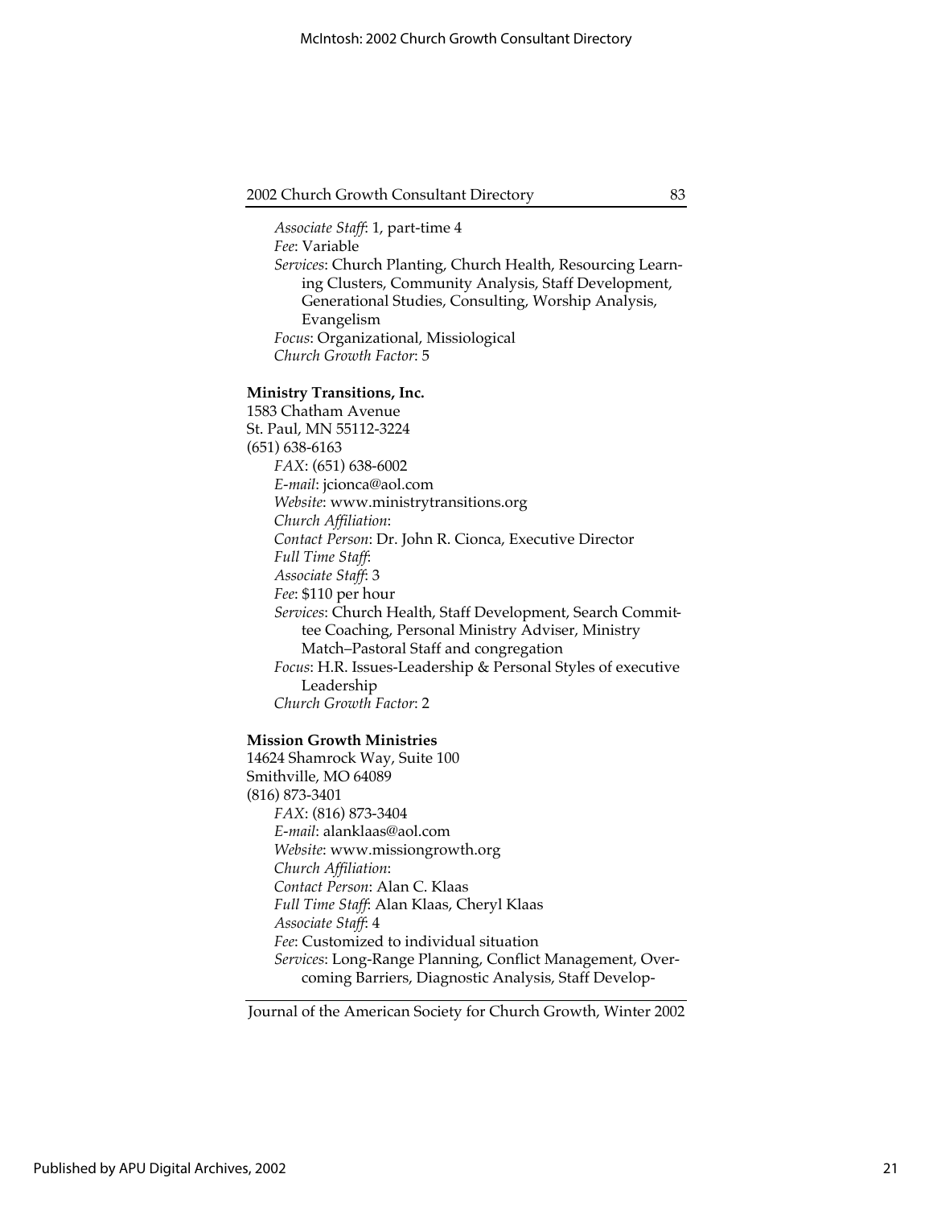*Associate Staff*: 1, part-time 4
*Fee*: Variable
*Services*: Church Planting, Church Health, Resourcing Learning Clusters, Community Analysis, Staff Development, Generational Studies, Consulting, Worship Analysis, Evangelism
*Focus*: Organizational, Missiological
*Church Growth Factor*: 5

**Ministry Transitions, Inc.**
1583 Chatham Avenue
St. Paul, MN 55112-3224
(651) 638-6163
*FAX*: (651) 638-6002
*E-mail*: jcionca@aol.com
*Website*: www.ministrytransitions.org
*Church Affiliation*:
*Contact Person*: Dr. John R. Cionca, Executive Director
*Full Time Staff*:
*Associate Staff*: 3
*Fee*: $110 per hour
*Services*: Church Health, Staff Development, Search Committee Coaching, Personal Ministry Adviser, Ministry Match–Pastoral Staff and congregation
*Focus*: H.R. Issues-Leadership & Personal Styles of executive Leadership
*Church Growth Factor*: 2

**Mission Growth Ministries**
14624 Shamrock Way, Suite 100
Smithville, MO 64089
(816) 873-3401
*FAX*: (816) 873-3404
*E-mail*: alanklaas@aol.com
*Website*: www.missiongrowth.org
*Church Affiliation*:
*Contact Person*: Alan C. Klaas
*Full Time Staff*: Alan Klaas, Cheryl Klaas
*Associate Staff*: 4
*Fee*: Customized to individual situation
*Services*: Long-Range Planning, Conflict Management, Overcoming Barriers, Diagnostic Analysis, Staff Develop-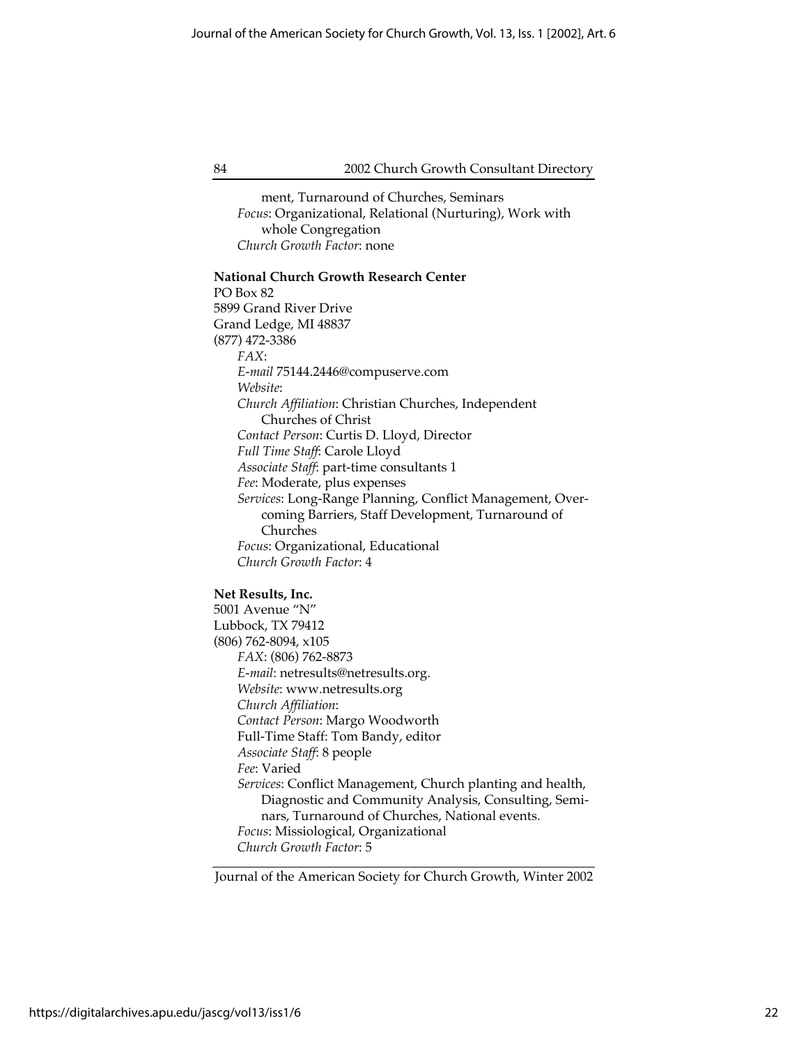ment, Turnaround of Churches, Seminars
*Focus*: Organizational, Relational (Nurturing), Work with whole Congregation
*Church Growth Factor*: none

**National Church Growth Research Center**
PO Box 82
5899 Grand River Drive
Grand Ledge, MI 48837
(877) 472-3386
*FAX*:
*E-mail* 75144.2446@compuserve.com
*Website*:
*Church Affiliation*: Christian Churches, Independent Churches of Christ
*Contact Person*: Curtis D. Lloyd, Director
*Full Time Staff*: Carole Lloyd
*Associate Staff*: part-time consultants 1
*Fee*: Moderate, plus expenses
*Services*: Long-Range Planning, Conflict Management, Overcoming Barriers, Staff Development, Turnaround of Churches
*Focus*: Organizational, Educational
*Church Growth Factor*: 4

**Net Results, Inc.**
5001 Avenue "N"
Lubbock, TX 79412
(806) 762-8094, x105
*FAX*: (806) 762-8873
*E-mail*: netresults@netresults.org.
*Website*: www.netresults.org
*Church Affiliation*:
*Contact Person*: Margo Woodworth
Full-Time Staff: Tom Bandy, editor
*Associate Staff*: 8 people
*Fee*: Varied
*Services*: Conflict Management, Church planting and health, Diagnostic and Community Analysis, Consulting, Seminars, Turnaround of Churches, National events.
*Focus*: Missiological, Organizational
*Church Growth Factor*: 5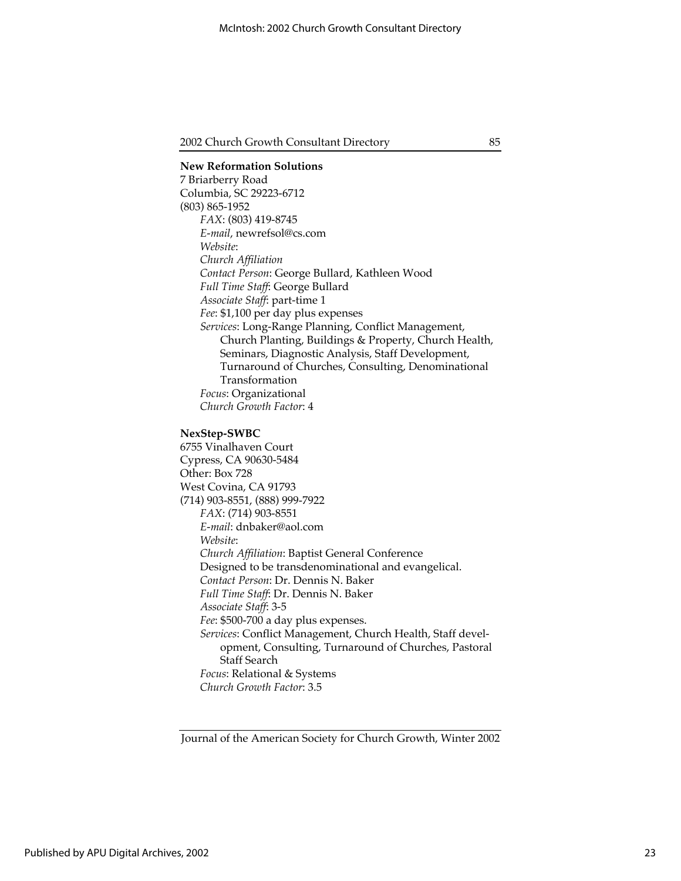**New Reformation Solutions**
7 Briarberry Road
Columbia, SC 29223-6712
(803) 865-1952

*FAX*: (803) 419-8745
*E-mail*, newrefsol@cs.com
*Website*:
*Church Affiliation*
*Contact Person*: George Bullard, Kathleen Wood
*Full Time Staff*: George Bullard
*Associate Staff*: part-time 1
*Fee*: $1,100 per day plus expenses
*Services*: Long-Range Planning, Conflict Management, Church Planting, Buildings & Property, Church Health, Seminars, Diagnostic Analysis, Staff Development, Turnaround of Churches, Consulting, Denominational Transformation
*Focus*: Organizational
*Church Growth Factor*: 4

**NexStep-SWBC**
6755 Vinalhaven Court
Cypress, CA 90630-5484
Other: Box 728
West Covina, CA 91793
(714) 903-8551, (888) 999-7922

*FAX*: (714) 903-8551
*E-mail*: dnbaker@aol.com
*Website*:
*Church Affiliation*: Baptist General Conference
Designed to be transdenominational and evangelical.
*Contact Person*: Dr. Dennis N. Baker
*Full Time Staff*: Dr. Dennis N. Baker
*Associate Staff*: 3-5
*Fee*: $500-700 a day plus expenses.
*Services*: Conflict Management, Church Health, Staff development, Consulting, Turnaround of Churches, Pastoral Staff Search
*Focus*: Relational & Systems
*Church Growth Factor*: 3.5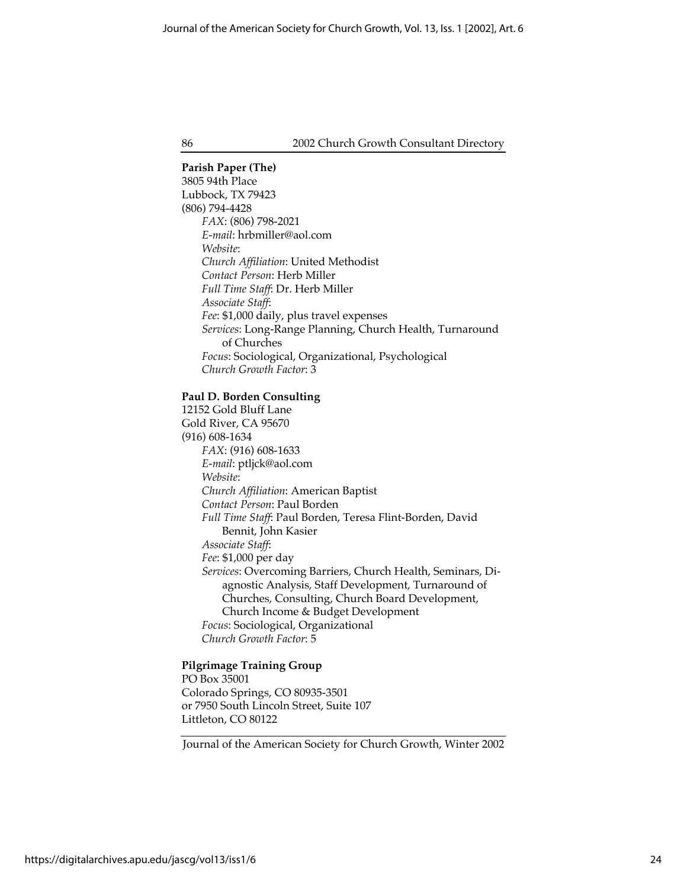**Parish Paper (The)**
3805 94th Place
Lubbock, TX 79423
(806) 794-4428

*FAX*: (806) 798-2021
*E-mail*: hrbmiller@aol.com
*Website*:
*Church Affiliation*: United Methodist
*Contact Person*: Herb Miller
*Full Time Staff*: Dr. Herb Miller
*Associate Staff*:
*Fee*: $1,000 daily, plus travel expenses
*Services*: Long-Range Planning, Church Health, Turnaround of Churches
*Focus*: Sociological, Organizational, Psychological
*Church Growth Factor*: 3

**Paul D. Borden Consulting**
12152 Gold Bluff Lane
Gold River, CA 95670
(916) 608-1634

*FAX*: (916) 608-1633
*E-mail*: ptljck@aol.com
*Website*:
*Church Affiliation*: American Baptist
*Contact Person*: Paul Borden
*Full Time Staff*: Paul Borden, Teresa Flint-Borden, David Bennit, John Kasier
*Associate Staff*:
*Fee*: $1,000 per day
*Services*: Overcoming Barriers, Church Health, Seminars, Diagnostic Analysis, Staff Development, Turnaround of Churches, Consulting, Church Board Development, Church Income & Budget Development
*Focus*: Sociological, Organizational
*Church Growth Factor*: 5

**Pilgrimage Training Group**
PO Box 35001
Colorado Springs, CO 80935-3501
or 7950 South Lincoln Street, Suite 107
Littleton, CO 80122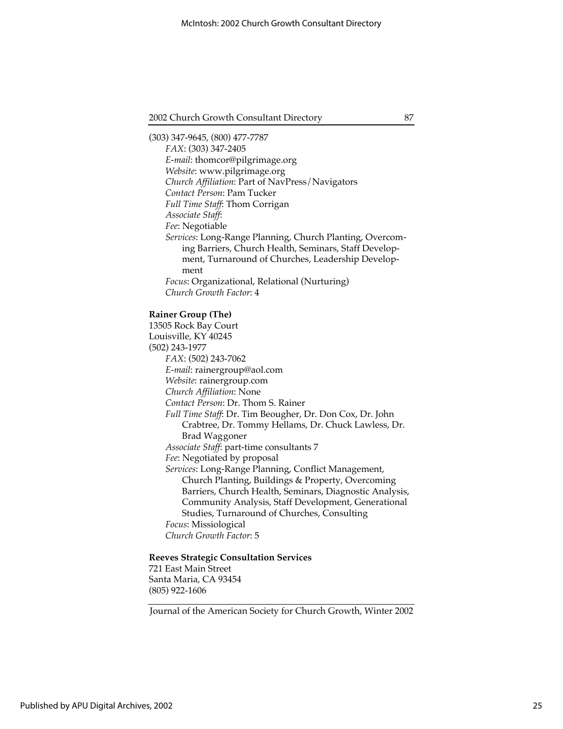(303) 347-9645, (800) 477-7787

*FAX*: (303) 347-2405
*E-mail*: thomcor@pilgrimage.org
*Website*: www.pilgrimage.org
*Church Affiliation*: Part of NavPress/Navigators
*Contact Person*: Pam Tucker
*Full Time Staff*: Thom Corrigan
*Associate Staff*:
*Fee*: Negotiable
*Services*: Long-Range Planning, Church Planting, Overcoming Barriers, Church Health, Seminars, Staff Development, Turnaround of Churches, Leadership Development
*Focus*: Organizational, Relational (Nurturing)
*Church Growth Factor*: 4

**Rainer Group (The)**
13505 Rock Bay Court
Louisville, KY 40245
(502) 243-1977

*FAX*: (502) 243-7062
*E-mail*: rainergroup@aol.com
*Website*: rainergroup.com
*Church Affiliation*: None
*Contact Person*: Dr. Thom S. Rainer
*Full Time Staff*: Dr. Tim Beougher, Dr. Don Cox, Dr. John Crabtree, Dr. Tommy Hellams, Dr. Chuck Lawless, Dr. Brad Waggoner
*Associate Staff*: part-time consultants 7
*Fee*: Negotiated by proposal
*Services*: Long-Range Planning, Conflict Management, Church Planting, Buildings & Property, Overcoming Barriers, Church Health, Seminars, Diagnostic Analysis, Community Analysis, Staff Development, Generational Studies, Turnaround of Churches, Consulting
*Focus*: Missiological
*Church Growth Factor*: 5

**Reeves Strategic Consultation Services**
721 East Main Street
Santa Maria, CA 93454
(805) 922-1606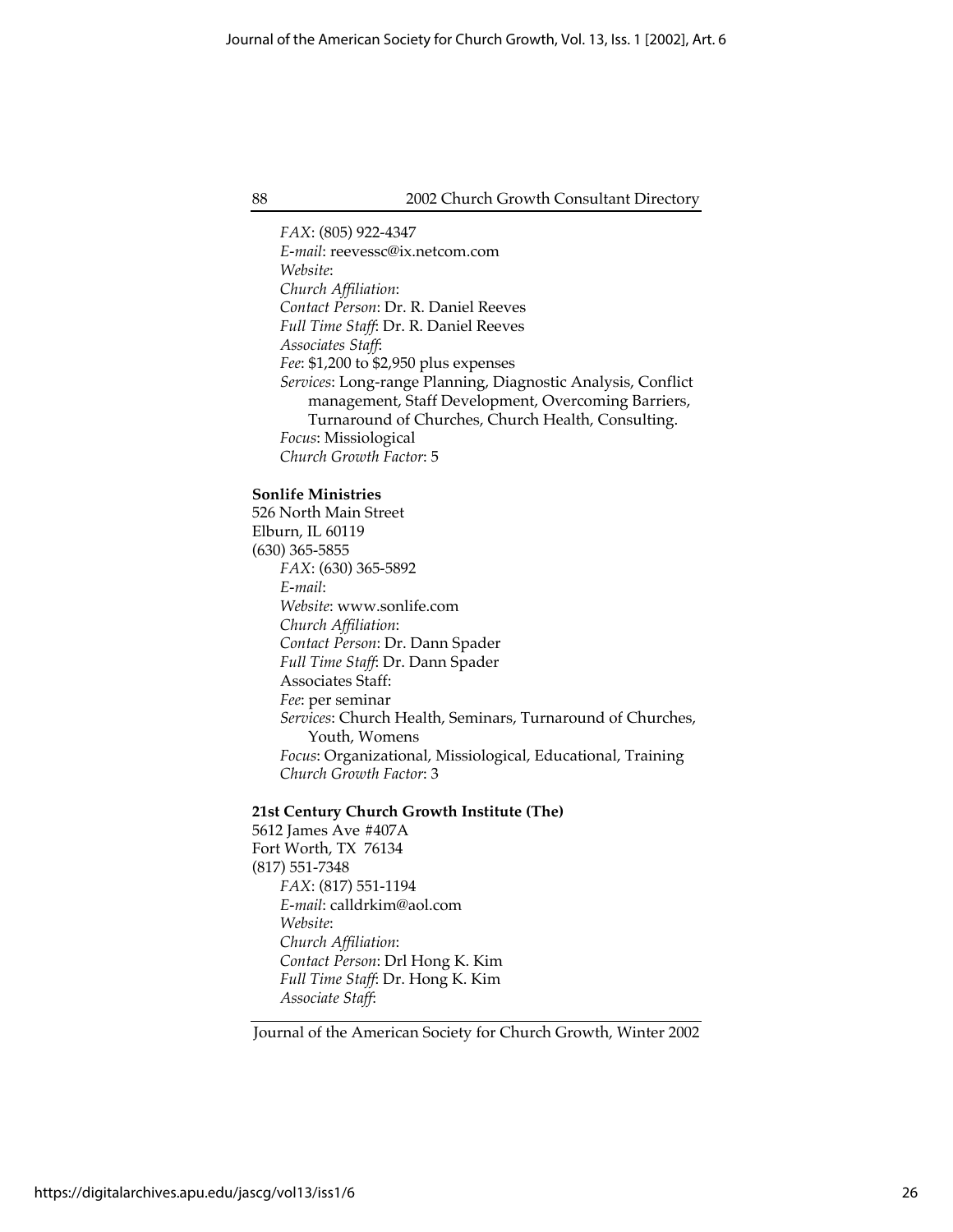*FAX*: (805) 922-4347
*E-mail*: reevessc@ix.netcom.com
*Website*:
*Church Affiliation*:
*Contact Person*: Dr. R. Daniel Reeves
*Full Time Staff*: Dr. R. Daniel Reeves
*Associates Staff*:
*Fee*: $1,200 to $2,950 plus expenses
*Services*: Long-range Planning, Diagnostic Analysis, Conflict management, Staff Development, Overcoming Barriers, Turnaround of Churches, Church Health, Consulting.
*Focus*: Missiological
*Church Growth Factor*: 5

**Sonlife Ministries**
526 North Main Street
Elburn, IL 60119
(630) 365-5855
*FAX*: (630) 365-5892
*E-mail*:
*Website*: www.sonlife.com
*Church Affiliation*:
*Contact Person*: Dr. Dann Spader
*Full Time Staff*: Dr. Dann Spader
Associates Staff:
*Fee*: per seminar
*Services*: Church Health, Seminars, Turnaround of Churches, Youth, Womens
*Focus*: Organizational, Missiological, Educational, Training
*Church Growth Factor*: 3

**21st Century Church Growth Institute (The)**
5612 James Ave #407A
Fort Worth, TX 76134
(817) 551-7348
*FAX*: (817) 551-1194
*E-mail*: calldrkim@aol.com
*Website*:
*Church Affiliation*:
*Contact Person*: Drl Hong K. Kim
*Full Time Staff*: Dr. Hong K. Kim
*Associate Staff*: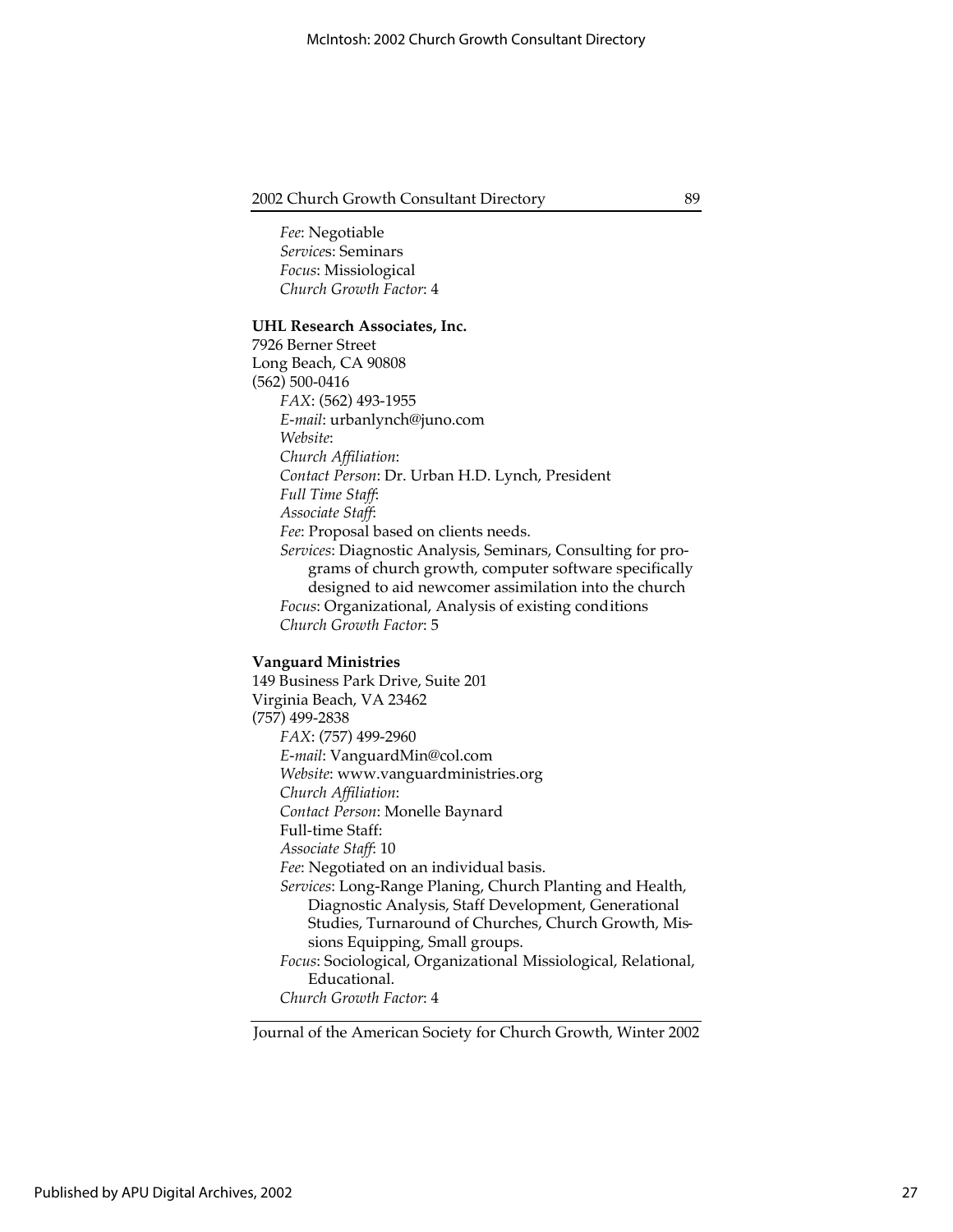*Fee*: Negotiable
*Services*: Seminars
*Focus*: Missiological
*Church Growth Factor*: 4

**UHL Research Associates, Inc.**
7926 Berner Street
Long Beach, CA 90808
(562) 500-0416

*FAX*: (562) 493-1955
*E-mail*: urbanlynch@juno.com
*Website*:
*Church Affiliation*:
*Contact Person*: Dr. Urban H.D. Lynch, President
*Full Time Staff*:
*Associate Staff*:
*Fee*: Proposal based on clients needs.
*Services*: Diagnostic Analysis, Seminars, Consulting for programs of church growth, computer software specifically designed to aid newcomer assimilation into the church
*Focus*: Organizational, Analysis of existing conditions
*Church Growth Factor*: 5

**Vanguard Ministries**
149 Business Park Drive, Suite 201
Virginia Beach, VA 23462
(757) 499-2838

*FAX*: (757) 499-2960
*E-mail*: VanguardMin@col.com
*Website*: www.vanguardministries.org
*Church Affiliation*:
*Contact Person*: Monelle Baynard
Full-time Staff:
*Associate Staff*: 10
*Fee*: Negotiated on an individual basis.
*Services*: Long-Range Planing, Church Planting and Health, Diagnostic Analysis, Staff Development, Generational Studies, Turnaround of Churches, Church Growth, Missions Equipping, Small groups.
*Focus*: Sociological, Organizational Missiological, Relational, Educational.
*Church Growth Factor*: 4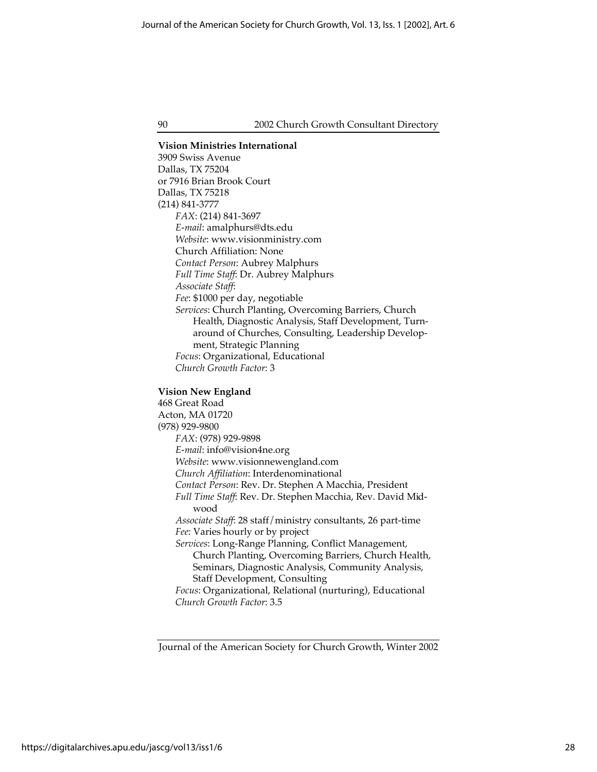**Vision Ministries International**
3909 Swiss Avenue
Dallas, TX 75204
or 7916 Brian Brook Court
Dallas, TX 75218
(214) 841-3777

*FAX*: (214) 841-3697
*E-mail*: amalphurs@dts.edu
*Website*: www.visionministry.com
Church Affiliation: None
*Contact Person*: Aubrey Malphurs
*Full Time Staff*: Dr. Aubrey Malphurs
*Associate Staff*:
*Fee*: $1000 per day, negotiable
*Services*: Church Planting, Overcoming Barriers, Church Health, Diagnostic Analysis, Staff Development, Turnaround of Churches, Consulting, Leadership Development, Strategic Planning
*Focus*: Organizational, Educational
*Church Growth Factor*: 3

**Vision New England**
468 Great Road
Acton, MA 01720
(978) 929-9800

*FAX*: (978) 929-9898
*E-mail*: info@vision4ne.org
*Website*: www.visionnewengland.com
*Church Affiliation*: Interdenominational
*Contact Person*: Rev. Dr. Stephen A Macchia, President
*Full Time Staff*: Rev. Dr. Stephen Macchia, Rev. David Midwood
*Associate Staff*: 28 staff/ministry consultants, 26 part-time
*Fee*: Varies hourly or by project
*Services*: Long-Range Planning, Conflict Management, Church Planting, Overcoming Barriers, Church Health, Seminars, Diagnostic Analysis, Community Analysis, Staff Development, Consulting
*Focus*: Organizational, Relational (nurturing), Educational
*Church Growth Factor*: 3.5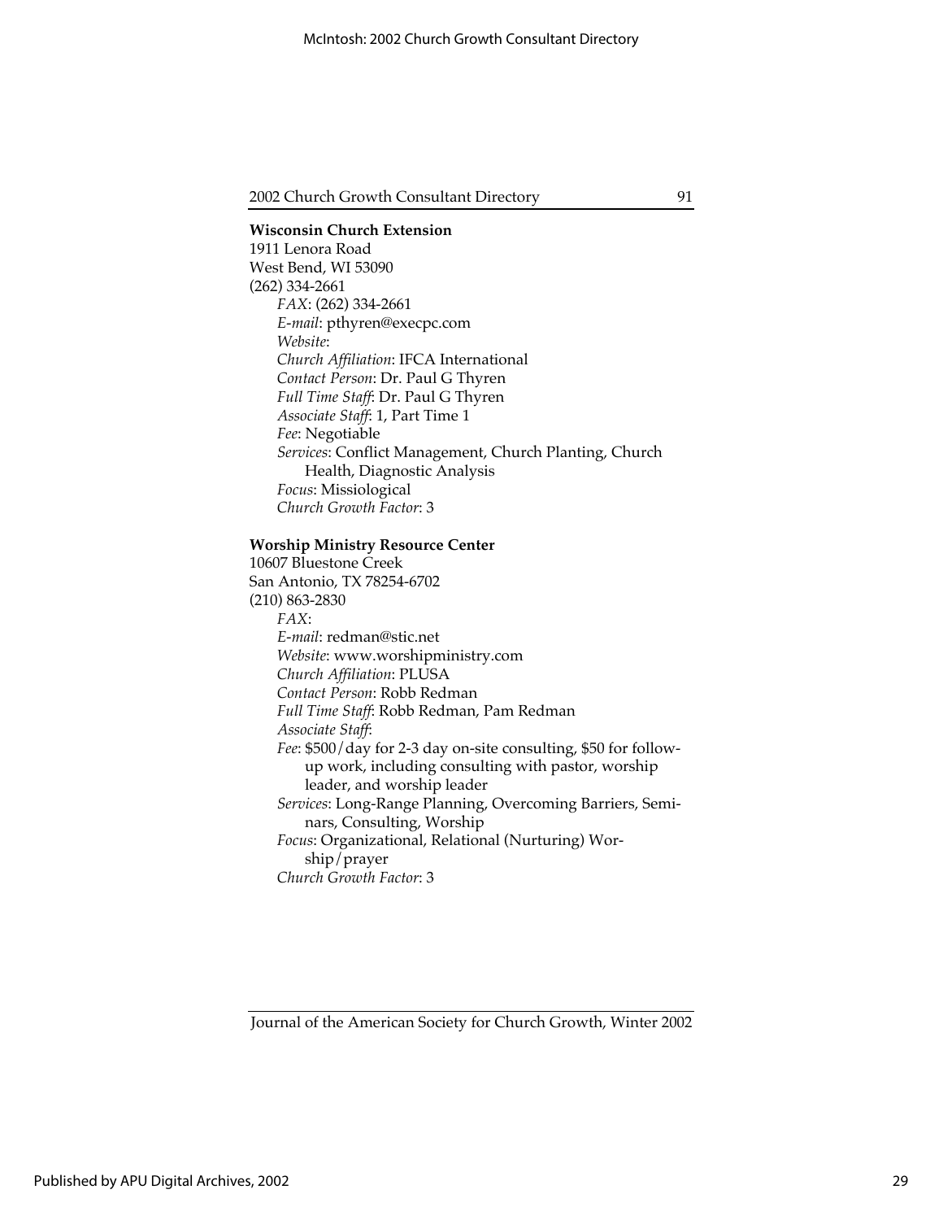**Wisconsin Church Extension**
1911 Lenora Road
West Bend, WI 53090
(262) 334-2661
*FAX*: (262) 334-2661
*E-mail*: pthyren@execpc.com
*Website*:
*Church Affiliation*: IFCA International
*Contact Person*: Dr. Paul G Thyren
*Full Time Staff*: Dr. Paul G Thyren
*Associate Staff*: 1, Part Time 1
*Fee*: Negotiable
*Services*: Conflict Management, Church Planting, Church Health, Diagnostic Analysis
*Focus*: Missiological
*Church Growth Factor*: 3

**Worship Ministry Resource Center**
10607 Bluestone Creek
San Antonio, TX 78254-6702
(210) 863-2830
*FAX*:
*E-mail*: redman@stic.net
*Website*: www.worshipministry.com
*Church Affiliation*: PLUSA
*Contact Person*: Robb Redman
*Full Time Staff*: Robb Redman, Pam Redman
*Associate Staff*:
*Fee*: $500/day for 2-3 day on-site consulting, $50 for follow-up work, including consulting with pastor, worship leader, and worship leader
*Services*: Long-Range Planning, Overcoming Barriers, Seminars, Consulting, Worship
*Focus*: Organizational, Relational (Nurturing) Worship/prayer
*Church Growth Factor*: 3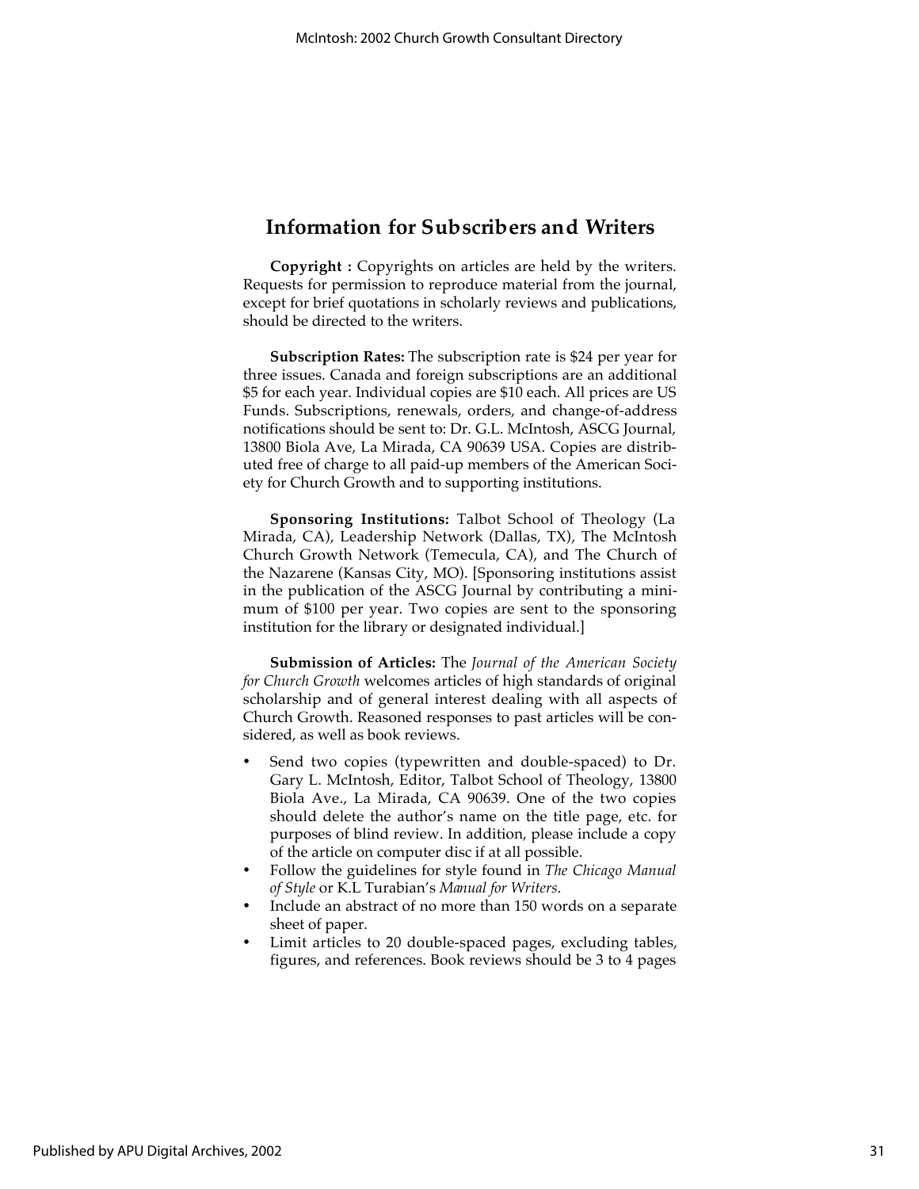## Information for Subscribers and Writers

**Copyright :** Copyrights on articles are held by the writers. Requests for permission to reproduce material from the journal, except for brief quotations in scholarly reviews and publications, should be directed to the writers.

**Subscription Rates:** The subscription rate is $24 per year for three issues. Canada and foreign subscriptions are an additional $5 for each year. Individual copies are $10 each. All prices are US Funds. Subscriptions, renewals, orders, and change-of-address notifications should be sent to: Dr. G.L. McIntosh, ASCG Journal, 13800 Biola Ave, La Mirada, CA 90639 USA. Copies are distributed free of charge to all paid-up members of the American Society for Church Growth and to supporting institutions.

**Sponsoring Institutions:** Talbot School of Theology (La Mirada, CA), Leadership Network (Dallas, TX), The McIntosh Church Growth Network (Temecula, CA), and The Church of the Nazarene (Kansas City, MO). [Sponsoring institutions assist in the publication of the ASCG Journal by contributing a minimum of $100 per year. Two copies are sent to the sponsoring institution for the library or designated individual.]

**Submission of Articles:** The *Journal of the American Society for Church Growth* welcomes articles of high standards of original scholarship and of general interest dealing with all aspects of Church Growth. Reasoned responses to past articles will be considered, as well as book reviews.

- Send two copies (typewritten and double-spaced) to Dr. Gary L. McIntosh, Editor, Talbot School of Theology, 13800 Biola Ave., La Mirada, CA 90639. One of the two copies should delete the author's name on the title page, etc. for purposes of blind review. In addition, please include a copy of the article on computer disc if at all possible.
- Follow the guidelines for style found in *The Chicago Manual of Style* or K.L Turabian's *Manual for Writers*.
- Include an abstract of no more than 150 words on a separate sheet of paper.
- Limit articles to 20 double-spaced pages, excluding tables, figures, and references. Book reviews should be 3 to 4 pages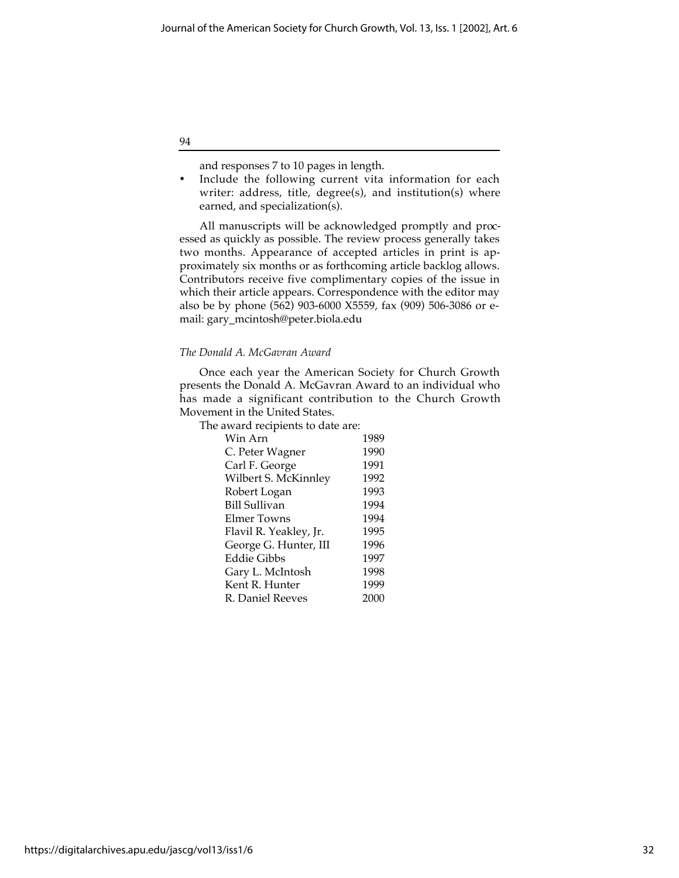and responses 7 to 10 pages in length.

- Include the following current vita information for each writer: address, title, degree(s), and institution(s) where earned, and specialization(s).

All manuscripts will be acknowledged promptly and processed as quickly as possible. The review process generally takes two months. Appearance of accepted articles in print is approximately six months or as forthcoming article backlog allows. Contributors receive five complimentary copies of the issue in which their article appears. Correspondence with the editor may also be by phone (562) 903-6000 X5559, fax (909) 506-3086 or e-mail: gary_mcintosh@peter.biola.edu

*The Donald A. McGavran Award*

Once each year the American Society for Church Growth presents the Donald A. McGavran Award to an individual who has made a significant contribution to the Church Growth Movement in the United States.

The award recipients to date are:

| | |
|---|---|
| Win Arn | 1989 |
| C. Peter Wagner | 1990 |
| Carl F. George | 1991 |
| Wilbert S. McKinnley | 1992 |
| Robert Logan | 1993 |
| Bill Sullivan | 1994 |
| Elmer Towns | 1994 |
| Flavil R. Yeakley, Jr. | 1995 |
| George G. Hunter, III | 1996 |
| Eddie Gibbs | 1997 |
| Gary L. McIntosh | 1998 |
| Kent R. Hunter | 1999 |
| R. Daniel Reeves | 2000 |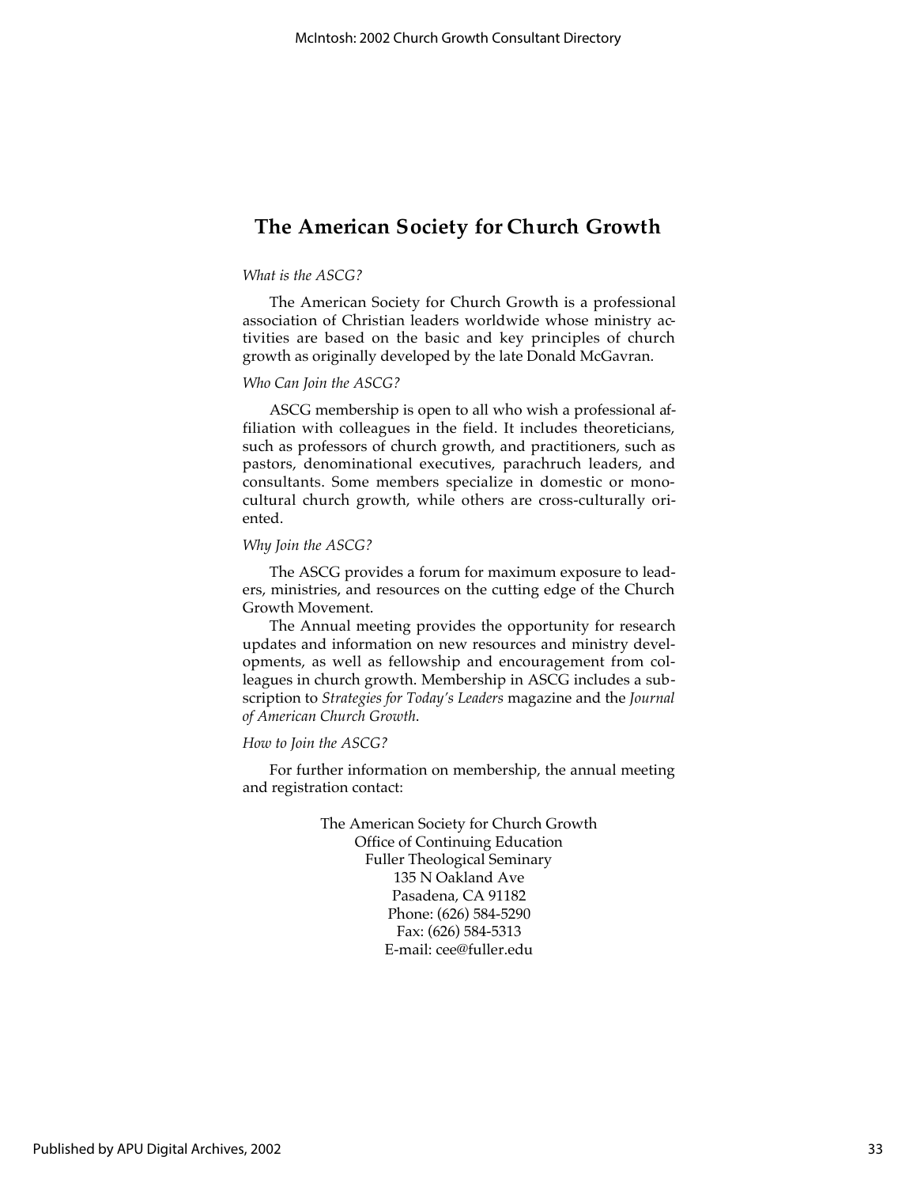# The American Society for Church Growth

*What is the ASCG?*

The American Society for Church Growth is a professional association of Christian leaders worldwide whose ministry activities are based on the basic and key principles of church growth as originally developed by the late Donald McGavran.

*Who Can Join the ASCG?*

ASCG membership is open to all who wish a professional affiliation with colleagues in the field. It includes theoreticians, such as professors of church growth, and practitioners, such as pastors, denominational executives, parachruch leaders, and consultants. Some members specialize in domestic or monocultural church growth, while others are cross-culturally oriented.

*Why Join the ASCG?*

The ASCG provides a forum for maximum exposure to leaders, ministries, and resources on the cutting edge of the Church Growth Movement.

The Annual meeting provides the opportunity for research updates and information on new resources and ministry developments, as well as fellowship and encouragement from colleagues in church growth. Membership in ASCG includes a subscription to *Strategies for Today's Leaders* magazine and the *Journal of American Church Growth*.

*How to Join the ASCG?*

For further information on membership, the annual meeting and registration contact:

The American Society for Church Growth
Office of Continuing Education
Fuller Theological Seminary
135 N Oakland Ave
Pasadena, CA 91182
Phone: (626) 584-5290
Fax: (626) 584-5313
E-mail: cee@fuller.edu